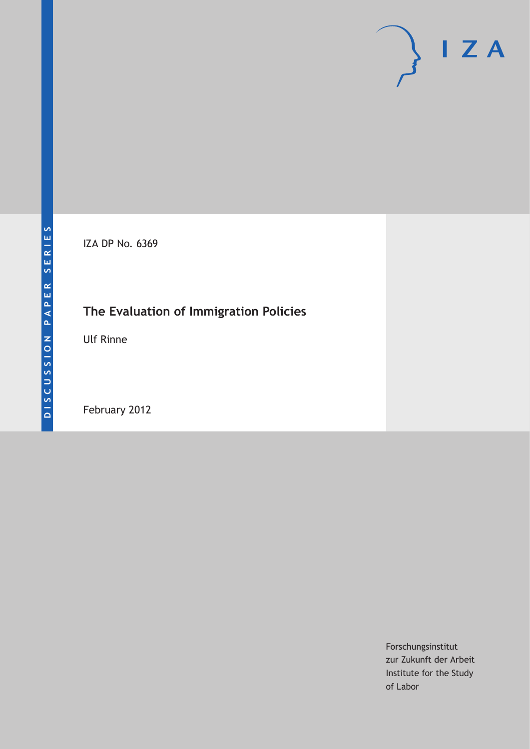DISCUSSION PAPER SERIES

IZA DP No. 6369

# The Evaluation of Immigration Policies

Ulf Rinne

February 2012

Forschungsinstitut
zur Zukunft der Arbeit
Institute for the Study
of Labor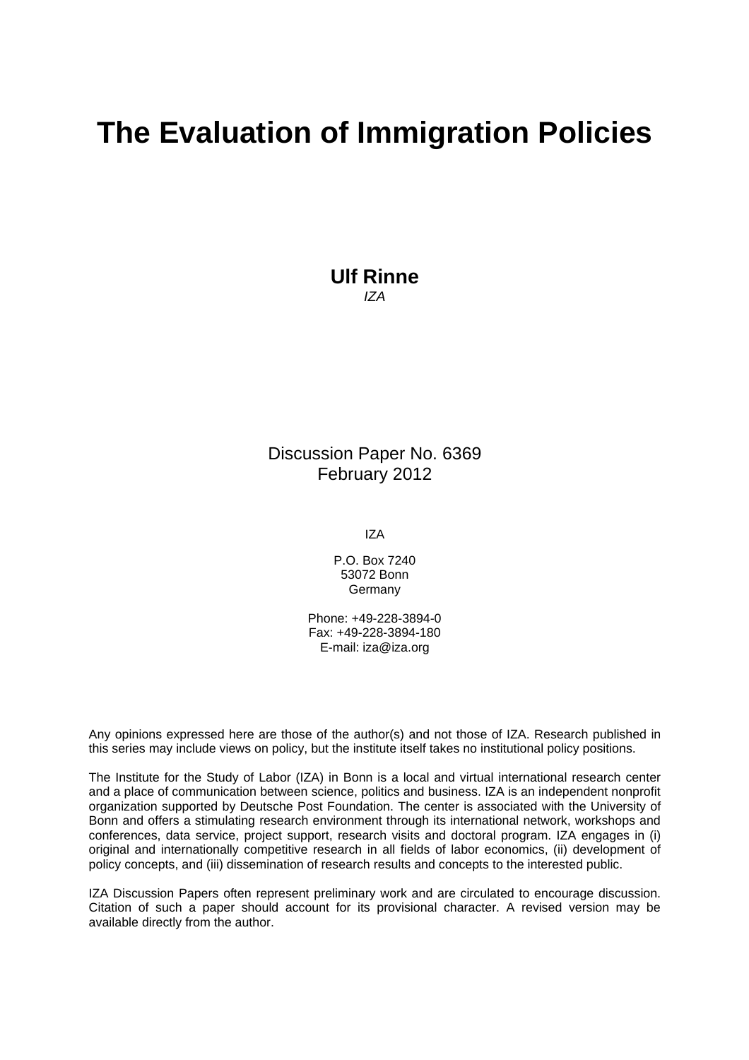# The Evaluation of Immigration Policies

**Ulf Rinne**
*IZA*

Discussion Paper No. 6369
February 2012

IZA

P.O. Box 7240
53072 Bonn
Germany

Phone: +49-228-3894-0
Fax: +49-228-3894-180
E-mail: iza@iza.org

Any opinions expressed here are those of the author(s) and not those of IZA. Research published in this series may include views on policy, but the institute itself takes no institutional policy positions.

The Institute for the Study of Labor (IZA) in Bonn is a local and virtual international research center and a place of communication between science, politics and business. IZA is an independent nonprofit organization supported by Deutsche Post Foundation. The center is associated with the University of Bonn and offers a stimulating research environment through its international network, workshops and conferences, data service, project support, research visits and doctoral program. IZA engages in (i) original and internationally competitive research in all fields of labor economics, (ii) development of policy concepts, and (iii) dissemination of research results and concepts to the interested public.

IZA Discussion Papers often represent preliminary work and are circulated to encourage discussion. Citation of such a paper should account for its provisional character. A revised version may be available directly from the author.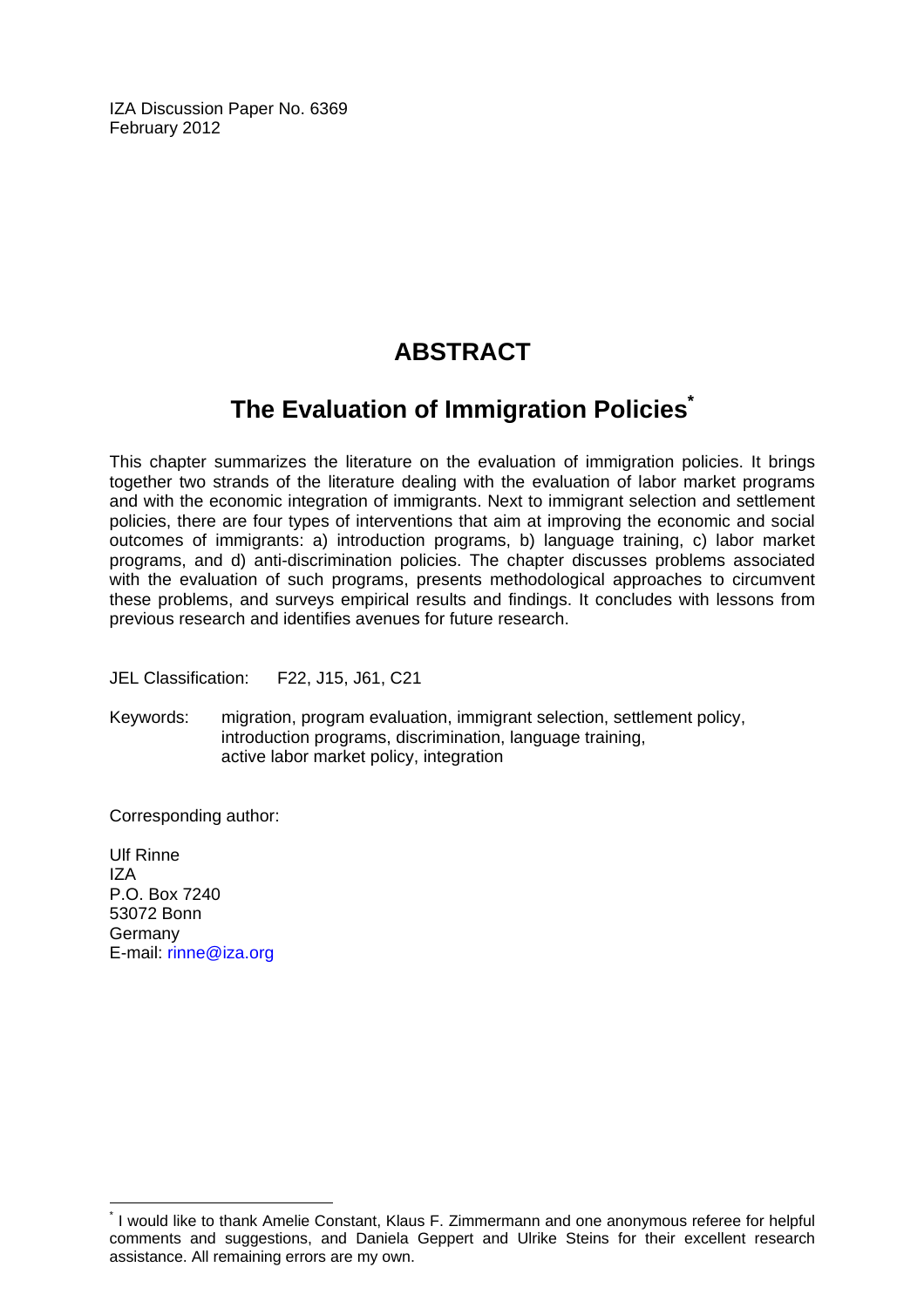IZA Discussion Paper No. 6369
February 2012

# ABSTRACT

## The Evaluation of Immigration Policies*

This chapter summarizes the literature on the evaluation of immigration policies. It brings together two strands of the literature dealing with the evaluation of labor market programs and with the economic integration of immigrants. Next to immigrant selection and settlement policies, there are four types of interventions that aim at improving the economic and social outcomes of immigrants: a) introduction programs, b) language training, c) labor market programs, and d) anti-discrimination policies. The chapter discusses problems associated with the evaluation of such programs, presents methodological approaches to circumvent these problems, and surveys empirical results and findings. It concludes with lessons from previous research and identifies avenues for future research.

JEL Classification: F22, J15, J61, C21

Keywords: migration, program evaluation, immigrant selection, settlement policy, introduction programs, discrimination, language training, active labor market policy, integration

Corresponding author:

Ulf Rinne
IZA
P.O. Box 7240
53072 Bonn
Germany
E-mail: rinne@iza.org

---

* I would like to thank Amelie Constant, Klaus F. Zimmermann and one anonymous referee for helpful comments and suggestions, and Daniela Geppert and Ulrike Steins for their excellent research assistance. All remaining errors are my own.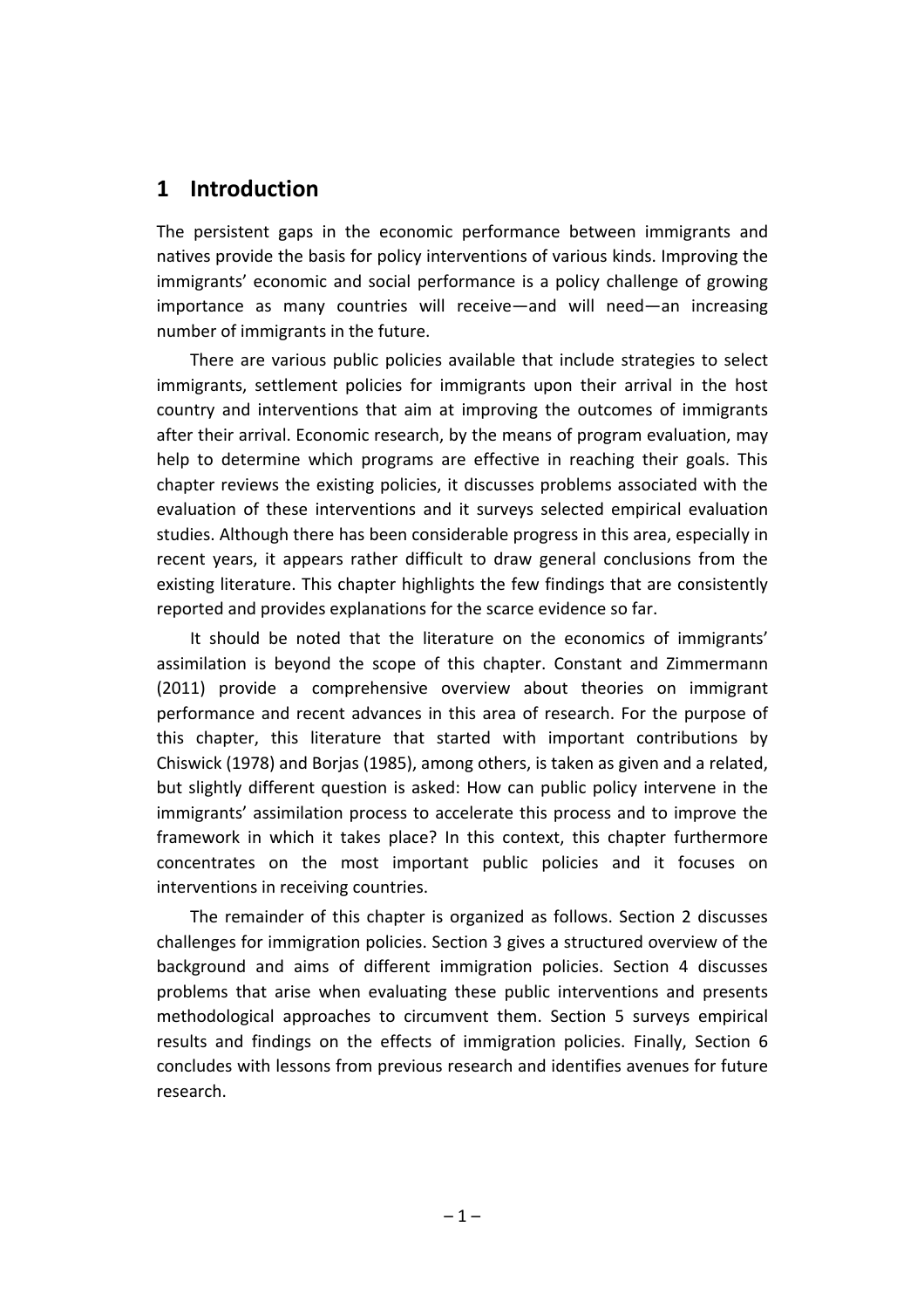## 1 Introduction

The persistent gaps in the economic performance between immigrants and natives provide the basis for policy interventions of various kinds. Improving the immigrants' economic and social performance is a policy challenge of growing importance as many countries will receive—and will need—an increasing number of immigrants in the future.

There are various public policies available that include strategies to select immigrants, settlement policies for immigrants upon their arrival in the host country and interventions that aim at improving the outcomes of immigrants after their arrival. Economic research, by the means of program evaluation, may help to determine which programs are effective in reaching their goals. This chapter reviews the existing policies, it discusses problems associated with the evaluation of these interventions and it surveys selected empirical evaluation studies. Although there has been considerable progress in this area, especially in recent years, it appears rather difficult to draw general conclusions from the existing literature. This chapter highlights the few findings that are consistently reported and provides explanations for the scarce evidence so far.

It should be noted that the literature on the economics of immigrants' assimilation is beyond the scope of this chapter. Constant and Zimmermann (2011) provide a comprehensive overview about theories on immigrant performance and recent advances in this area of research. For the purpose of this chapter, this literature that started with important contributions by Chiswick (1978) and Borjas (1985), among others, is taken as given and a related, but slightly different question is asked: How can public policy intervene in the immigrants' assimilation process to accelerate this process and to improve the framework in which it takes place? In this context, this chapter furthermore concentrates on the most important public policies and it focuses on interventions in receiving countries.

The remainder of this chapter is organized as follows. Section 2 discusses challenges for immigration policies. Section 3 gives a structured overview of the background and aims of different immigration policies. Section 4 discusses problems that arise when evaluating these public interventions and presents methodological approaches to circumvent them. Section 5 surveys empirical results and findings on the effects of immigration policies. Finally, Section 6 concludes with lessons from previous research and identifies avenues for future research.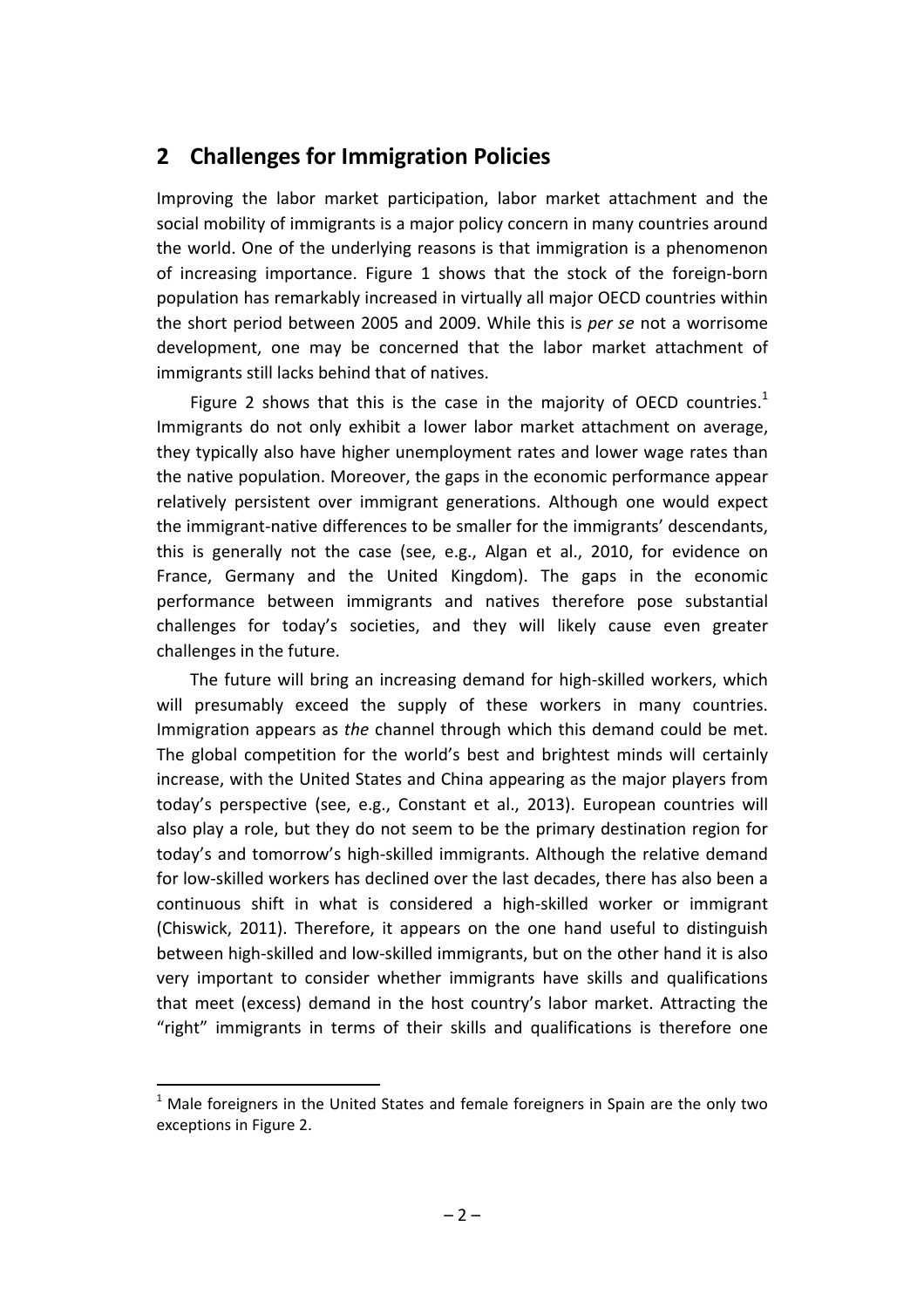## 2 Challenges for Immigration Policies

Improving the labor market participation, labor market attachment and the social mobility of immigrants is a major policy concern in many countries around the world. One of the underlying reasons is that immigration is a phenomenon of increasing importance. Figure 1 shows that the stock of the foreign-born population has remarkably increased in virtually all major OECD countries within the short period between 2005 and 2009. While this is *per se* not a worrisome development, one may be concerned that the labor market attachment of immigrants still lacks behind that of natives.

Figure 2 shows that this is the case in the majority of OECD countries.[1] Immigrants do not only exhibit a lower labor market attachment on average, they typically also have higher unemployment rates and lower wage rates than the native population. Moreover, the gaps in the economic performance appear relatively persistent over immigrant generations. Although one would expect the immigrant-native differences to be smaller for the immigrants' descendants, this is generally not the case (see, e.g., Algan et al., 2010, for evidence on France, Germany and the United Kingdom). The gaps in the economic performance between immigrants and natives therefore pose substantial challenges for today's societies, and they will likely cause even greater challenges in the future.

The future will bring an increasing demand for high-skilled workers, which will presumably exceed the supply of these workers in many countries. Immigration appears as *the* channel through which this demand could be met. The global competition for the world's best and brightest minds will certainly increase, with the United States and China appearing as the major players from today's perspective (see, e.g., Constant et al., 2013). European countries will also play a role, but they do not seem to be the primary destination region for today's and tomorrow's high-skilled immigrants. Although the relative demand for low-skilled workers has declined over the last decades, there has also been a continuous shift in what is considered a high-skilled worker or immigrant (Chiswick, 2011). Therefore, it appears on the one hand useful to distinguish between high-skilled and low-skilled immigrants, but on the other hand it is also very important to consider whether immigrants have skills and qualifications that meet (excess) demand in the host country's labor market. Attracting the "right" immigrants in terms of their skills and qualifications is therefore one

[1] Male foreigners in the United States and female foreigners in Spain are the only two exceptions in Figure 2.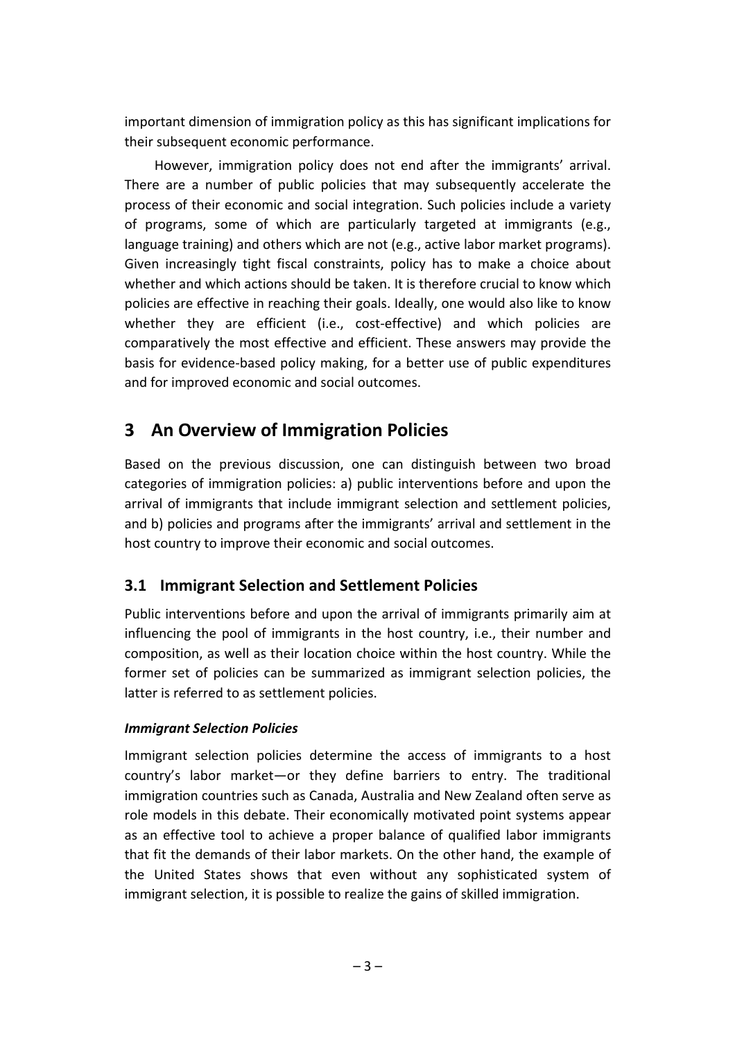important dimension of immigration policy as this has significant implications for their subsequent economic performance.

However, immigration policy does not end after the immigrants' arrival. There are a number of public policies that may subsequently accelerate the process of their economic and social integration. Such policies include a variety of programs, some of which are particularly targeted at immigrants (e.g., language training) and others which are not (e.g., active labor market programs). Given increasingly tight fiscal constraints, policy has to make a choice about whether and which actions should be taken. It is therefore crucial to know which policies are effective in reaching their goals. Ideally, one would also like to know whether they are efficient (i.e., cost-effective) and which policies are comparatively the most effective and efficient. These answers may provide the basis for evidence-based policy making, for a better use of public expenditures and for improved economic and social outcomes.

# 3 An Overview of Immigration Policies

Based on the previous discussion, one can distinguish between two broad categories of immigration policies: a) public interventions before and upon the arrival of immigrants that include immigrant selection and settlement policies, and b) policies and programs after the immigrants' arrival and settlement in the host country to improve their economic and social outcomes.

## 3.1 Immigrant Selection and Settlement Policies

Public interventions before and upon the arrival of immigrants primarily aim at influencing the pool of immigrants in the host country, i.e., their number and composition, as well as their location choice within the host country. While the former set of policies can be summarized as immigrant selection policies, the latter is referred to as settlement policies.

***Immigrant Selection Policies***

Immigrant selection policies determine the access of immigrants to a host country's labor market—or they define barriers to entry. The traditional immigration countries such as Canada, Australia and New Zealand often serve as role models in this debate. Their economically motivated point systems appear as an effective tool to achieve a proper balance of qualified labor immigrants that fit the demands of their labor markets. On the other hand, the example of the United States shows that even without any sophisticated system of immigrant selection, it is possible to realize the gains of skilled immigration.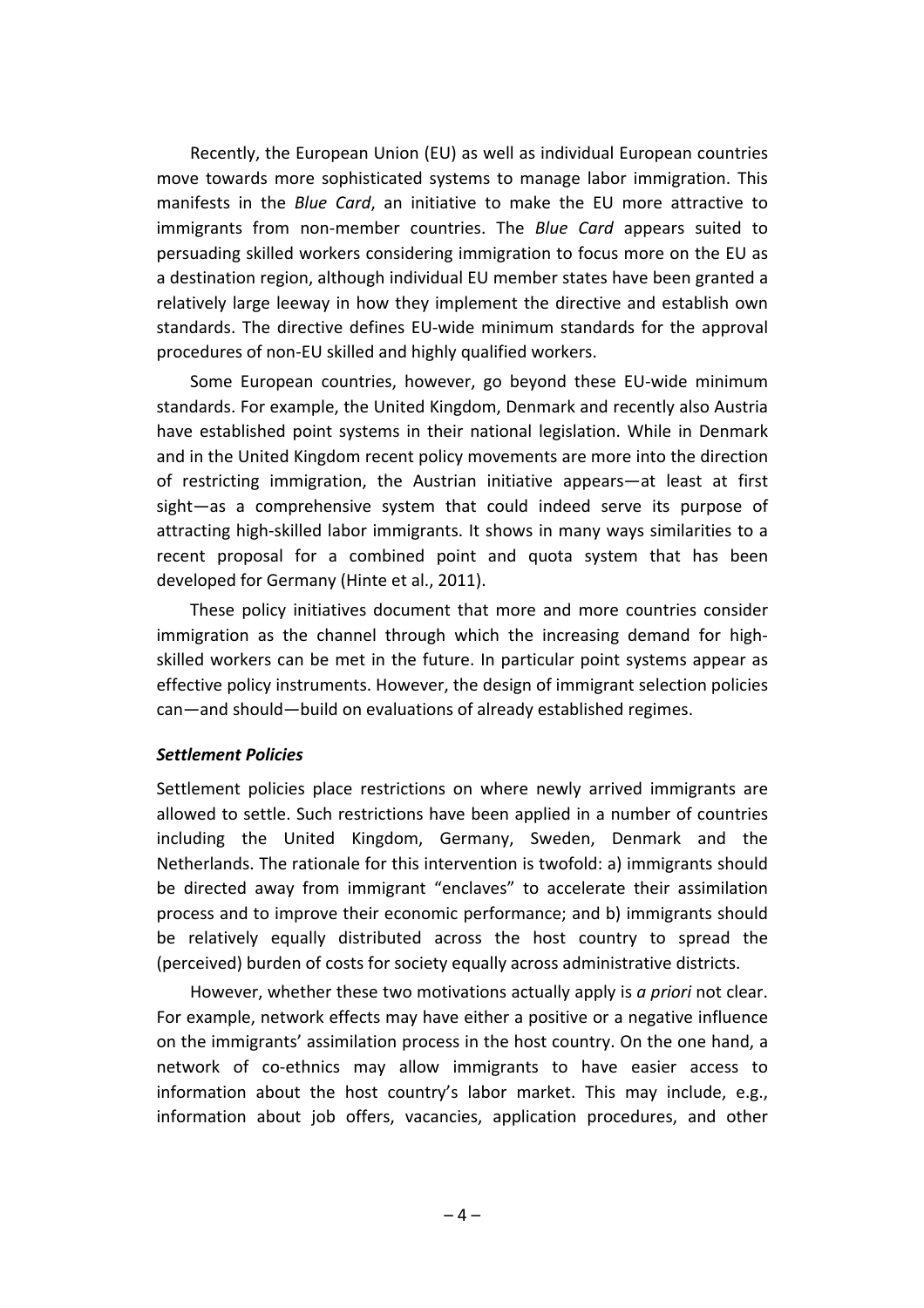Recently, the European Union (EU) as well as individual European countries move towards more sophisticated systems to manage labor immigration. This manifests in the *Blue Card*, an initiative to make the EU more attractive to immigrants from non-member countries. The *Blue Card* appears suited to persuading skilled workers considering immigration to focus more on the EU as a destination region, although individual EU member states have been granted a relatively large leeway in how they implement the directive and establish own standards. The directive defines EU-wide minimum standards for the approval procedures of non-EU skilled and highly qualified workers.

Some European countries, however, go beyond these EU-wide minimum standards. For example, the United Kingdom, Denmark and recently also Austria have established point systems in their national legislation. While in Denmark and in the United Kingdom recent policy movements are more into the direction of restricting immigration, the Austrian initiative appears—at least at first sight—as a comprehensive system that could indeed serve its purpose of attracting high-skilled labor immigrants. It shows in many ways similarities to a recent proposal for a combined point and quota system that has been developed for Germany (Hinte et al., 2011).

These policy initiatives document that more and more countries consider immigration as the channel through which the increasing demand for high-skilled workers can be met in the future. In particular point systems appear as effective policy instruments. However, the design of immigrant selection policies can—and should—build on evaluations of already established regimes.

### *Settlement Policies*

Settlement policies place restrictions on where newly arrived immigrants are allowed to settle. Such restrictions have been applied in a number of countries including the United Kingdom, Germany, Sweden, Denmark and the Netherlands. The rationale for this intervention is twofold: a) immigrants should be directed away from immigrant "enclaves" to accelerate their assimilation process and to improve their economic performance; and b) immigrants should be relatively equally distributed across the host country to spread the (perceived) burden of costs for society equally across administrative districts.

However, whether these two motivations actually apply is *a priori* not clear. For example, network effects may have either a positive or a negative influence on the immigrants' assimilation process in the host country. On the one hand, a network of co-ethnics may allow immigrants to have easier access to information about the host country's labor market. This may include, e.g., information about job offers, vacancies, application procedures, and other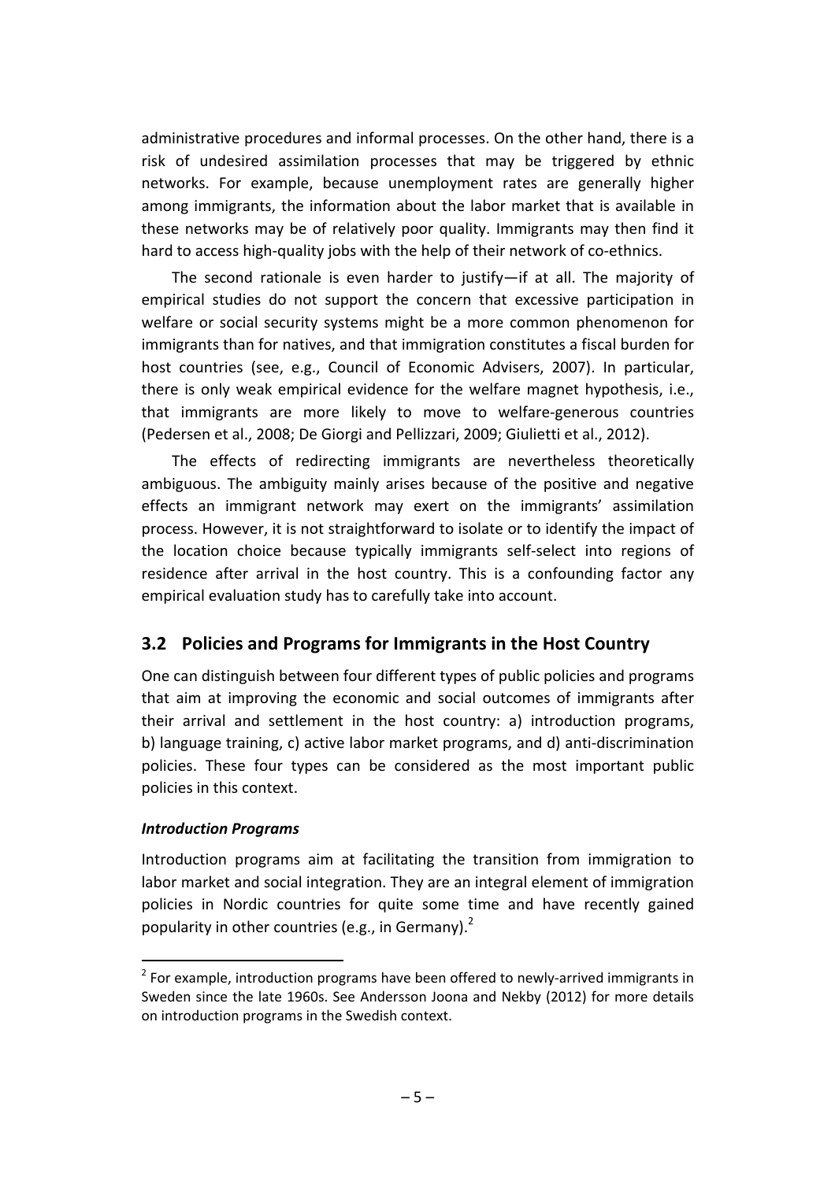administrative procedures and informal processes. On the other hand, there is a risk of undesired assimilation processes that may be triggered by ethnic networks. For example, because unemployment rates are generally higher among immigrants, the information about the labor market that is available in these networks may be of relatively poor quality. Immigrants may then find it hard to access high-quality jobs with the help of their network of co-ethnics.

The second rationale is even harder to justify—if at all. The majority of empirical studies do not support the concern that excessive participation in welfare or social security systems might be a more common phenomenon for immigrants than for natives, and that immigration constitutes a fiscal burden for host countries (see, e.g., Council of Economic Advisers, 2007). In particular, there is only weak empirical evidence for the welfare magnet hypothesis, i.e., that immigrants are more likely to move to welfare-generous countries (Pedersen et al., 2008; De Giorgi and Pellizzari, 2009; Giulietti et al., 2012).

The effects of redirecting immigrants are nevertheless theoretically ambiguous. The ambiguity mainly arises because of the positive and negative effects an immigrant network may exert on the immigrants' assimilation process. However, it is not straightforward to isolate or to identify the impact of the location choice because typically immigrants self-select into regions of residence after arrival in the host country. This is a confounding factor any empirical evaluation study has to carefully take into account.

## 3.2 Policies and Programs for Immigrants in the Host Country

One can distinguish between four different types of public policies and programs that aim at improving the economic and social outcomes of immigrants after their arrival and settlement in the host country: a) introduction programs, b) language training, c) active labor market programs, and d) anti-discrimination policies. These four types can be considered as the most important public policies in this context.

***Introduction Programs***

Introduction programs aim at facilitating the transition from immigration to labor market and social integration. They are an integral element of immigration policies in Nordic countries for quite some time and have recently gained popularity in other countries (e.g., in Germany).[2]

[2] For example, introduction programs have been offered to newly-arrived immigrants in Sweden since the late 1960s. See Andersson Joona and Nekby (2012) for more details on introduction programs in the Swedish context.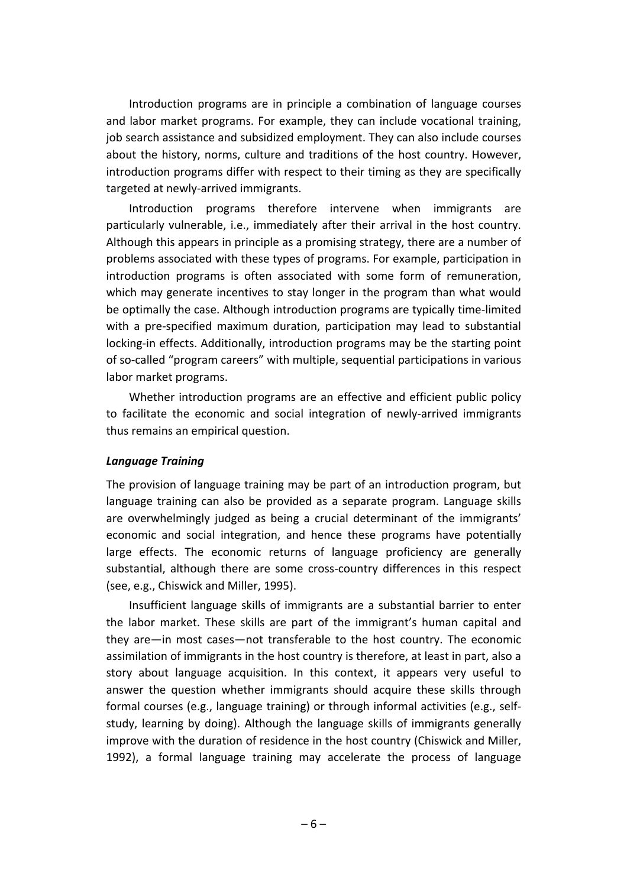Introduction programs are in principle a combination of language courses and labor market programs. For example, they can include vocational training, job search assistance and subsidized employment. They can also include courses about the history, norms, culture and traditions of the host country. However, introduction programs differ with respect to their timing as they are specifically targeted at newly-arrived immigrants.

Introduction programs therefore intervene when immigrants are particularly vulnerable, i.e., immediately after their arrival in the host country. Although this appears in principle as a promising strategy, there are a number of problems associated with these types of programs. For example, participation in introduction programs is often associated with some form of remuneration, which may generate incentives to stay longer in the program than what would be optimally the case. Although introduction programs are typically time-limited with a pre-specified maximum duration, participation may lead to substantial locking-in effects. Additionally, introduction programs may be the starting point of so-called "program careers" with multiple, sequential participations in various labor market programs.

Whether introduction programs are an effective and efficient public policy to facilitate the economic and social integration of newly-arrived immigrants thus remains an empirical question.

***Language Training***

The provision of language training may be part of an introduction program, but language training can also be provided as a separate program. Language skills are overwhelmingly judged as being a crucial determinant of the immigrants' economic and social integration, and hence these programs have potentially large effects. The economic returns of language proficiency are generally substantial, although there are some cross-country differences in this respect (see, e.g., Chiswick and Miller, 1995).

Insufficient language skills of immigrants are a substantial barrier to enter the labor market. These skills are part of the immigrant's human capital and they are—in most cases—not transferable to the host country. The economic assimilation of immigrants in the host country is therefore, at least in part, also a story about language acquisition. In this context, it appears very useful to answer the question whether immigrants should acquire these skills through formal courses (e.g., language training) or through informal activities (e.g., self-study, learning by doing). Although the language skills of immigrants generally improve with the duration of residence in the host country (Chiswick and Miller, 1992), a formal language training may accelerate the process of language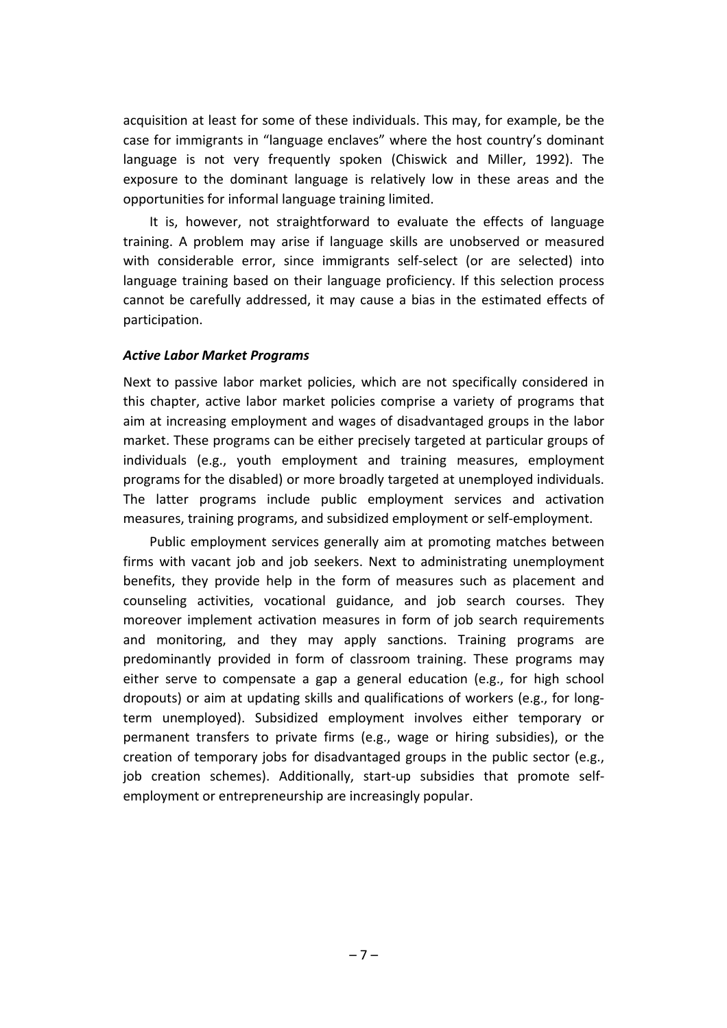acquisition at least for some of these individuals. This may, for example, be the case for immigrants in "language enclaves" where the host country's dominant language is not very frequently spoken (Chiswick and Miller, 1992). The exposure to the dominant language is relatively low in these areas and the opportunities for informal language training limited.

It is, however, not straightforward to evaluate the effects of language training. A problem may arise if language skills are unobserved or measured with considerable error, since immigrants self-select (or are selected) into language training based on their language proficiency. If this selection process cannot be carefully addressed, it may cause a bias in the estimated effects of participation.

***Active Labor Market Programs***

Next to passive labor market policies, which are not specifically considered in this chapter, active labor market policies comprise a variety of programs that aim at increasing employment and wages of disadvantaged groups in the labor market. These programs can be either precisely targeted at particular groups of individuals (e.g., youth employment and training measures, employment programs for the disabled) or more broadly targeted at unemployed individuals. The latter programs include public employment services and activation measures, training programs, and subsidized employment or self-employment.

Public employment services generally aim at promoting matches between firms with vacant job and job seekers. Next to administrating unemployment benefits, they provide help in the form of measures such as placement and counseling activities, vocational guidance, and job search courses. They moreover implement activation measures in form of job search requirements and monitoring, and they may apply sanctions. Training programs are predominantly provided in form of classroom training. These programs may either serve to compensate a gap a general education (e.g., for high school dropouts) or aim at updating skills and qualifications of workers (e.g., for long-term unemployed). Subsidized employment involves either temporary or permanent transfers to private firms (e.g., wage or hiring subsidies), or the creation of temporary jobs for disadvantaged groups in the public sector (e.g., job creation schemes). Additionally, start-up subsidies that promote self-employment or entrepreneurship are increasingly popular.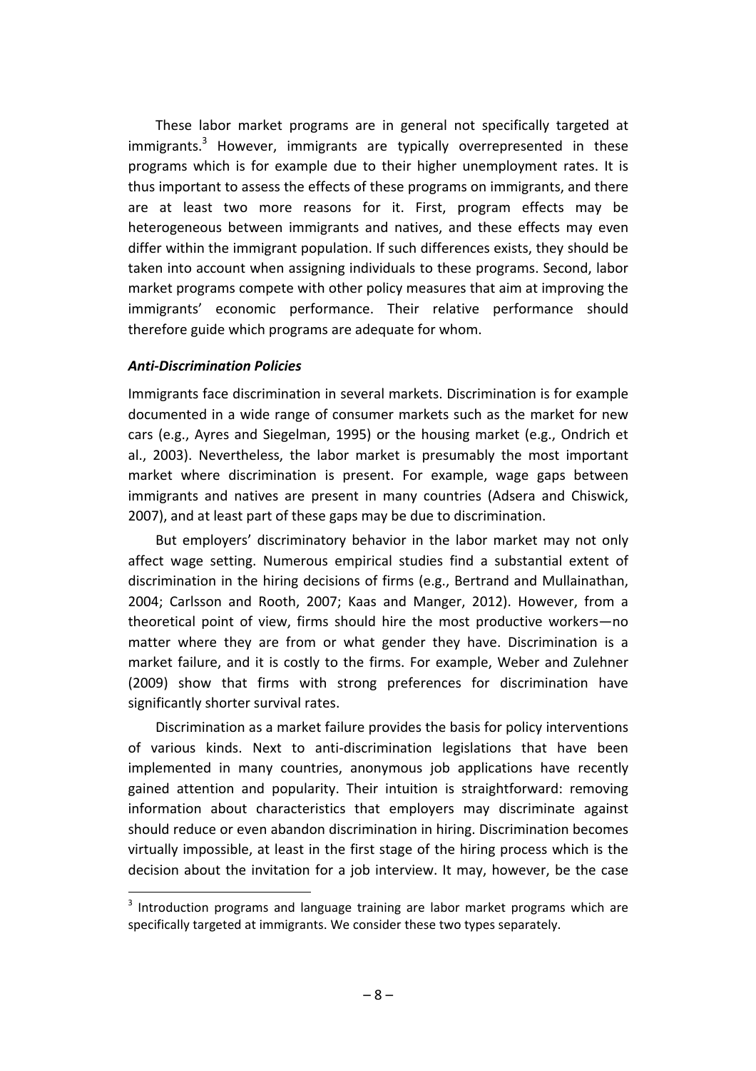These labor market programs are in general not specifically targeted at immigrants.[3] However, immigrants are typically overrepresented in these programs which is for example due to their higher unemployment rates. It is thus important to assess the effects of these programs on immigrants, and there are at least two more reasons for it. First, program effects may be heterogeneous between immigrants and natives, and these effects may even differ within the immigrant population. If such differences exists, they should be taken into account when assigning individuals to these programs. Second, labor market programs compete with other policy measures that aim at improving the immigrants' economic performance. Their relative performance should therefore guide which programs are adequate for whom.

***Anti-Discrimination Policies***

Immigrants face discrimination in several markets. Discrimination is for example documented in a wide range of consumer markets such as the market for new cars (e.g., Ayres and Siegelman, 1995) or the housing market (e.g., Ondrich et al., 2003). Nevertheless, the labor market is presumably the most important market where discrimination is present. For example, wage gaps between immigrants and natives are present in many countries (Adsera and Chiswick, 2007), and at least part of these gaps may be due to discrimination.

But employers' discriminatory behavior in the labor market may not only affect wage setting. Numerous empirical studies find a substantial extent of discrimination in the hiring decisions of firms (e.g., Bertrand and Mullainathan, 2004; Carlsson and Rooth, 2007; Kaas and Manger, 2012). However, from a theoretical point of view, firms should hire the most productive workers—no matter where they are from or what gender they have. Discrimination is a market failure, and it is costly to the firms. For example, Weber and Zulehner (2009) show that firms with strong preferences for discrimination have significantly shorter survival rates.

Discrimination as a market failure provides the basis for policy interventions of various kinds. Next to anti-discrimination legislations that have been implemented in many countries, anonymous job applications have recently gained attention and popularity. Their intuition is straightforward: removing information about characteristics that employers may discriminate against should reduce or even abandon discrimination in hiring. Discrimination becomes virtually impossible, at least in the first stage of the hiring process which is the decision about the invitation for a job interview. It may, however, be the case

[3] Introduction programs and language training are labor market programs which are specifically targeted at immigrants. We consider these two types separately.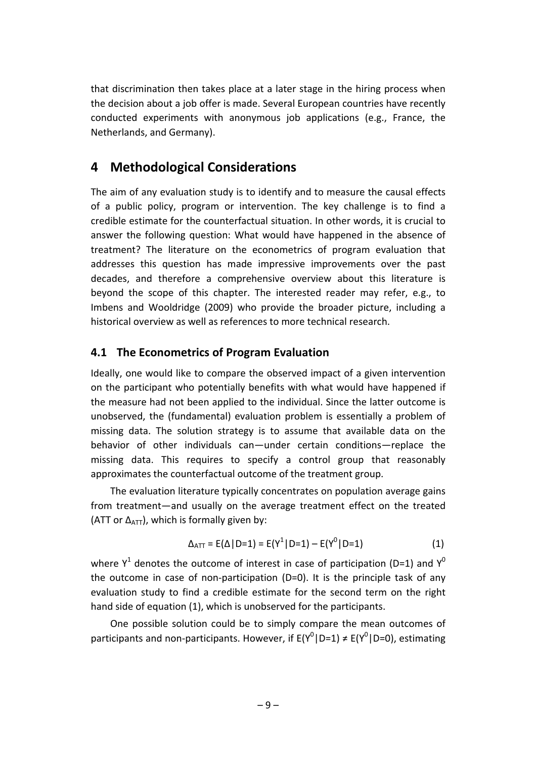that discrimination then takes place at a later stage in the hiring process when the decision about a job offer is made. Several European countries have recently conducted experiments with anonymous job applications (e.g., France, the Netherlands, and Germany).

# 4 Methodological Considerations

The aim of any evaluation study is to identify and to measure the causal effects of a public policy, program or intervention. The key challenge is to find a credible estimate for the counterfactual situation. In other words, it is crucial to answer the following question: What would have happened in the absence of treatment? The literature on the econometrics of program evaluation that addresses this question has made impressive improvements over the past decades, and therefore a comprehensive overview about this literature is beyond the scope of this chapter. The interested reader may refer, e.g., to Imbens and Wooldridge (2009) who provide the broader picture, including a historical overview as well as references to more technical research.

## 4.1 The Econometrics of Program Evaluation

Ideally, one would like to compare the observed impact of a given intervention on the participant who potentially benefits with what would have happened if the measure had not been applied to the individual. Since the latter outcome is unobserved, the (fundamental) evaluation problem is essentially a problem of missing data. The solution strategy is to assume that available data on the behavior of other individuals can—under certain conditions—replace the missing data. This requires to specify a control group that reasonably approximates the counterfactual outcome of the treatment group.

The evaluation literature typically concentrates on population average gains from treatment—and usually on the average treatment effect on the treated (ATT or $\Delta_{ATT}$), which is formally given by:

$$\Delta_{ATT} = E(\Delta | D=1) = E(Y^1 | D=1) - E(Y^0 | D=1) \tag{1}$$

where $Y^1$ denotes the outcome of interest in case of participation (D=1) and $Y^0$ the outcome in case of non-participation (D=0). It is the principle task of any evaluation study to find a credible estimate for the second term on the right hand side of equation (1), which is unobserved for the participants.

One possible solution could be to simply compare the mean outcomes of participants and non-participants. However, if $E(Y^0 | D=1) \neq E(Y^0 | D=0)$, estimating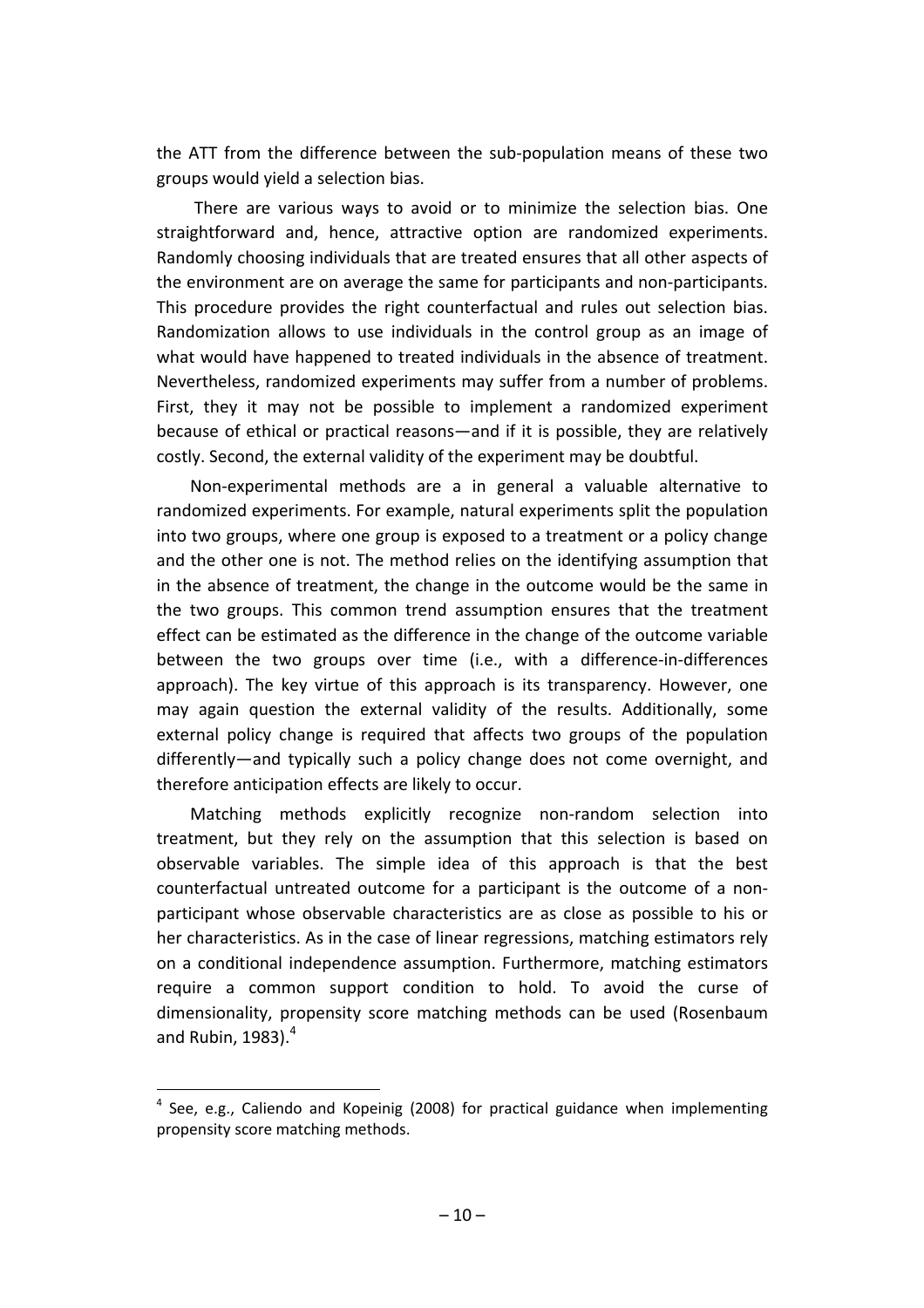the ATT from the difference between the sub-population means of these two groups would yield a selection bias.

There are various ways to avoid or to minimize the selection bias. One straightforward and, hence, attractive option are randomized experiments. Randomly choosing individuals that are treated ensures that all other aspects of the environment are on average the same for participants and non-participants. This procedure provides the right counterfactual and rules out selection bias. Randomization allows to use individuals in the control group as an image of what would have happened to treated individuals in the absence of treatment. Nevertheless, randomized experiments may suffer from a number of problems. First, they it may not be possible to implement a randomized experiment because of ethical or practical reasons—and if it is possible, they are relatively costly. Second, the external validity of the experiment may be doubtful.

Non-experimental methods are a in general a valuable alternative to randomized experiments. For example, natural experiments split the population into two groups, where one group is exposed to a treatment or a policy change and the other one is not. The method relies on the identifying assumption that in the absence of treatment, the change in the outcome would be the same in the two groups. This common trend assumption ensures that the treatment effect can be estimated as the difference in the change of the outcome variable between the two groups over time (i.e., with a difference-in-differences approach). The key virtue of this approach is its transparency. However, one may again question the external validity of the results. Additionally, some external policy change is required that affects two groups of the population differently—and typically such a policy change does not come overnight, and therefore anticipation effects are likely to occur.

Matching methods explicitly recognize non-random selection into treatment, but they rely on the assumption that this selection is based on observable variables. The simple idea of this approach is that the best counterfactual untreated outcome for a participant is the outcome of a non-participant whose observable characteristics are as close as possible to his or her characteristics. As in the case of linear regressions, matching estimators rely on a conditional independence assumption. Furthermore, matching estimators require a common support condition to hold. To avoid the curse of dimensionality, propensity score matching methods can be used (Rosenbaum and Rubin, 1983).[4]

[4] See, e.g., Caliendo and Kopeinig (2008) for practical guidance when implementing propensity score matching methods.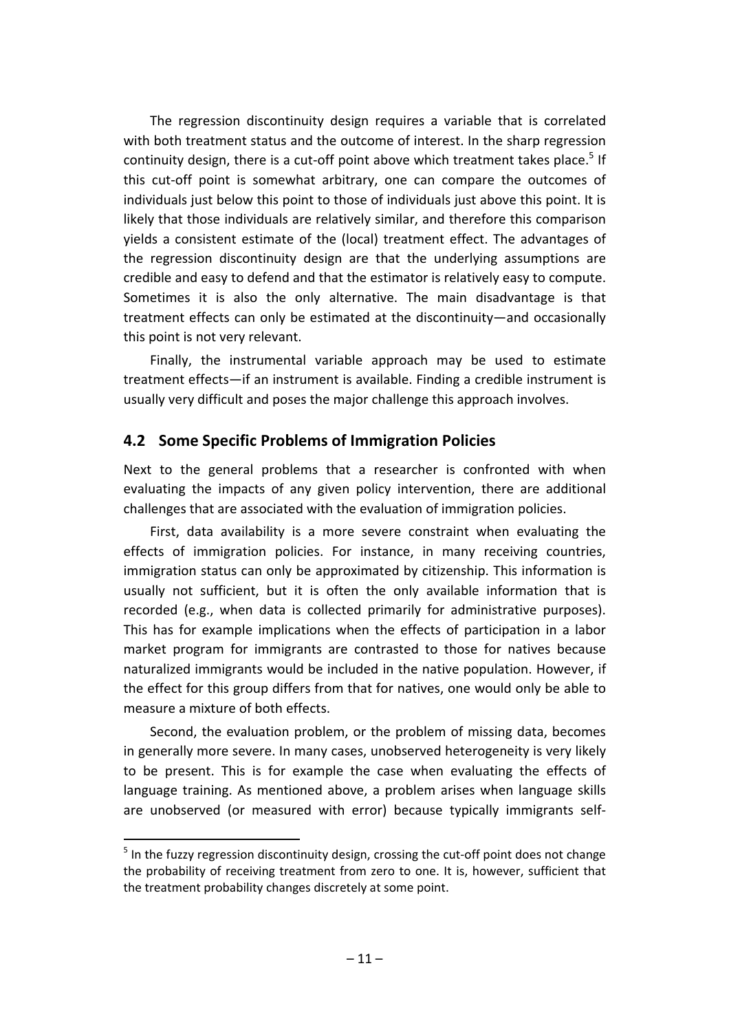The regression discontinuity design requires a variable that is correlated with both treatment status and the outcome of interest. In the sharp regression continuity design, there is a cut-off point above which treatment takes place.[5] If this cut-off point is somewhat arbitrary, one can compare the outcomes of individuals just below this point to those of individuals just above this point. It is likely that those individuals are relatively similar, and therefore this comparison yields a consistent estimate of the (local) treatment effect. The advantages of the regression discontinuity design are that the underlying assumptions are credible and easy to defend and that the estimator is relatively easy to compute. Sometimes it is also the only alternative. The main disadvantage is that treatment effects can only be estimated at the discontinuity—and occasionally this point is not very relevant.

Finally, the instrumental variable approach may be used to estimate treatment effects—if an instrument is available. Finding a credible instrument is usually very difficult and poses the major challenge this approach involves.

## 4.2 Some Specific Problems of Immigration Policies

Next to the general problems that a researcher is confronted with when evaluating the impacts of any given policy intervention, there are additional challenges that are associated with the evaluation of immigration policies.

First, data availability is a more severe constraint when evaluating the effects of immigration policies. For instance, in many receiving countries, immigration status can only be approximated by citizenship. This information is usually not sufficient, but it is often the only available information that is recorded (e.g., when data is collected primarily for administrative purposes). This has for example implications when the effects of participation in a labor market program for immigrants are contrasted to those for natives because naturalized immigrants would be included in the native population. However, if the effect for this group differs from that for natives, one would only be able to measure a mixture of both effects.

Second, the evaluation problem, or the problem of missing data, becomes in generally more severe. In many cases, unobserved heterogeneity is very likely to be present. This is for example the case when evaluating the effects of language training. As mentioned above, a problem arises when language skills are unobserved (or measured with error) because typically immigrants self-

[5] In the fuzzy regression discontinuity design, crossing the cut-off point does not change the probability of receiving treatment from zero to one. It is, however, sufficient that the treatment probability changes discretely at some point.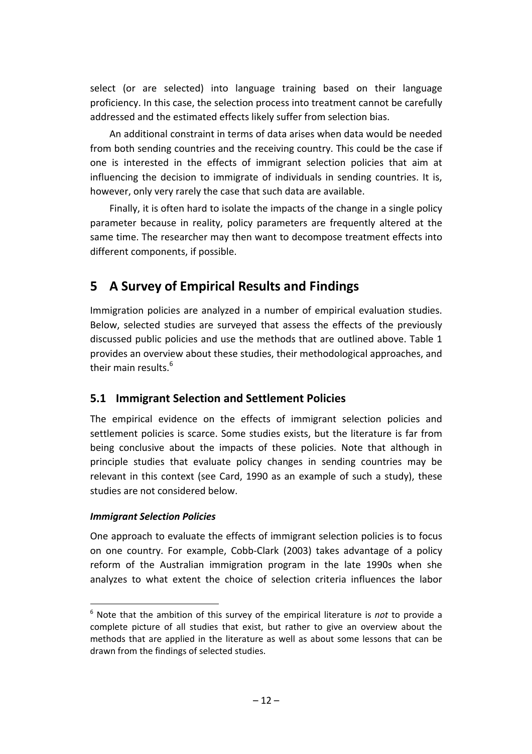select (or are selected) into language training based on their language proficiency. In this case, the selection process into treatment cannot be carefully addressed and the estimated effects likely suffer from selection bias.

An additional constraint in terms of data arises when data would be needed from both sending countries and the receiving country. This could be the case if one is interested in the effects of immigrant selection policies that aim at influencing the decision to immigrate of individuals in sending countries. It is, however, only very rarely the case that such data are available.

Finally, it is often hard to isolate the impacts of the change in a single policy parameter because in reality, policy parameters are frequently altered at the same time. The researcher may then want to decompose treatment effects into different components, if possible.

## 5 A Survey of Empirical Results and Findings

Immigration policies are analyzed in a number of empirical evaluation studies. Below, selected studies are surveyed that assess the effects of the previously discussed public policies and use the methods that are outlined above. Table 1 provides an overview about these studies, their methodological approaches, and their main results.[6]

### 5.1 Immigrant Selection and Settlement Policies

The empirical evidence on the effects of immigrant selection policies and settlement policies is scarce. Some studies exists, but the literature is far from being conclusive about the impacts of these policies. Note that although in principle studies that evaluate policy changes in sending countries may be relevant in this context (see Card, 1990 as an example of such a study), these studies are not considered below.

#### *Immigrant Selection Policies*

One approach to evaluate the effects of immigrant selection policies is to focus on one country. For example, Cobb-Clark (2003) takes advantage of a policy reform of the Australian immigration program in the late 1990s when she analyzes to what extent the choice of selection criteria influences the labor

[6] Note that the ambition of this survey of the empirical literature is *not* to provide a complete picture of all studies that exist, but rather to give an overview about the methods that are applied in the literature as well as about some lessons that can be drawn from the findings of selected studies.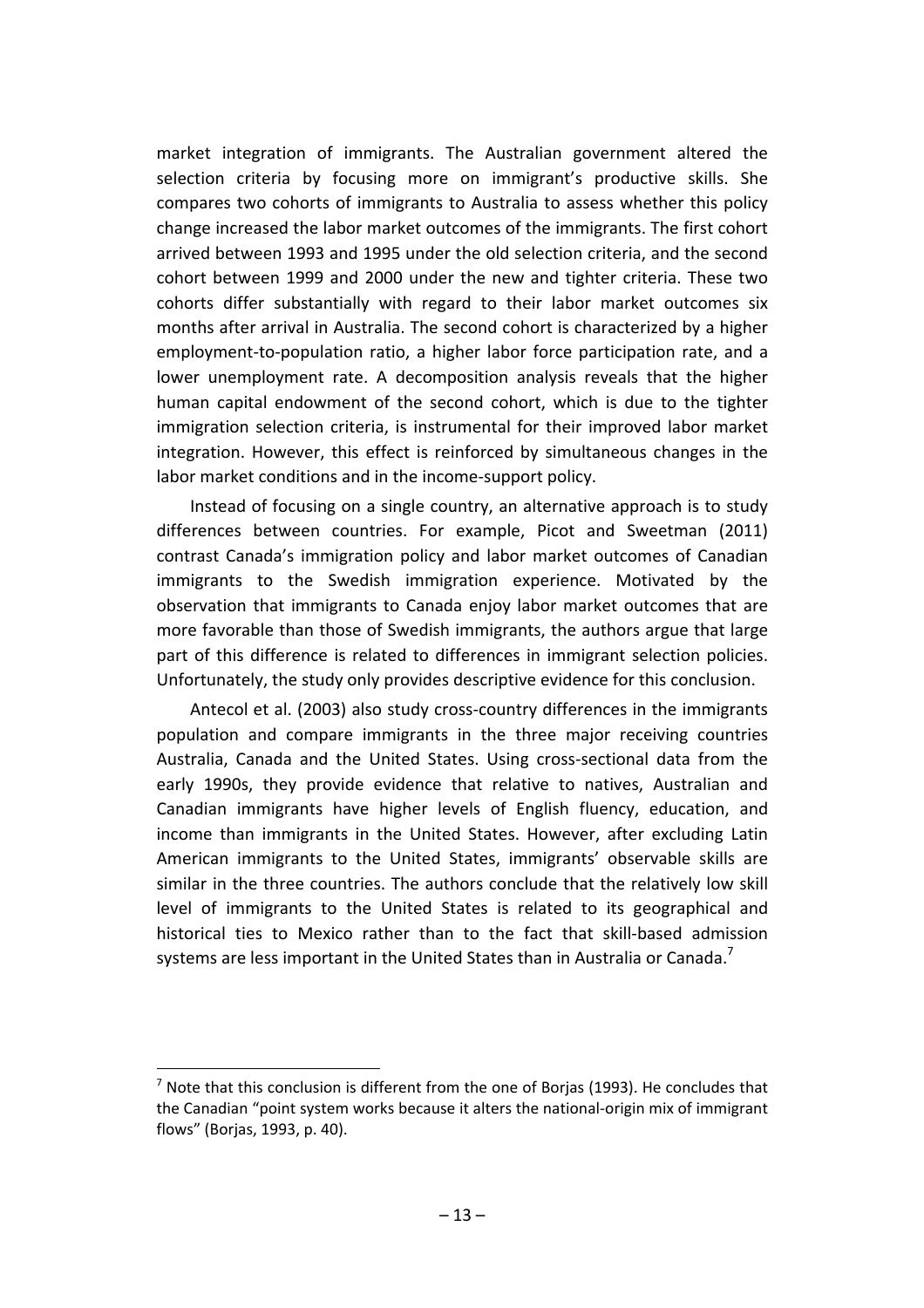market integration of immigrants. The Australian government altered the selection criteria by focusing more on immigrant's productive skills. She compares two cohorts of immigrants to Australia to assess whether this policy change increased the labor market outcomes of the immigrants. The first cohort arrived between 1993 and 1995 under the old selection criteria, and the second cohort between 1999 and 2000 under the new and tighter criteria. These two cohorts differ substantially with regard to their labor market outcomes six months after arrival in Australia. The second cohort is characterized by a higher employment-to-population ratio, a higher labor force participation rate, and a lower unemployment rate. A decomposition analysis reveals that the higher human capital endowment of the second cohort, which is due to the tighter immigration selection criteria, is instrumental for their improved labor market integration. However, this effect is reinforced by simultaneous changes in the labor market conditions and in the income-support policy.

Instead of focusing on a single country, an alternative approach is to study differences between countries. For example, Picot and Sweetman (2011) contrast Canada's immigration policy and labor market outcomes of Canadian immigrants to the Swedish immigration experience. Motivated by the observation that immigrants to Canada enjoy labor market outcomes that are more favorable than those of Swedish immigrants, the authors argue that large part of this difference is related to differences in immigrant selection policies. Unfortunately, the study only provides descriptive evidence for this conclusion.

Antecol et al. (2003) also study cross-country differences in the immigrants population and compare immigrants in the three major receiving countries Australia, Canada and the United States. Using cross-sectional data from the early 1990s, they provide evidence that relative to natives, Australian and Canadian immigrants have higher levels of English fluency, education, and income than immigrants in the United States. However, after excluding Latin American immigrants to the United States, immigrants' observable skills are similar in the three countries. The authors conclude that the relatively low skill level of immigrants to the United States is related to its geographical and historical ties to Mexico rather than to the fact that skill-based admission systems are less important in the United States than in Australia or Canada.[7]

[7] Note that this conclusion is different from the one of Borjas (1993). He concludes that the Canadian "point system works because it alters the national-origin mix of immigrant flows" (Borjas, 1993, p. 40).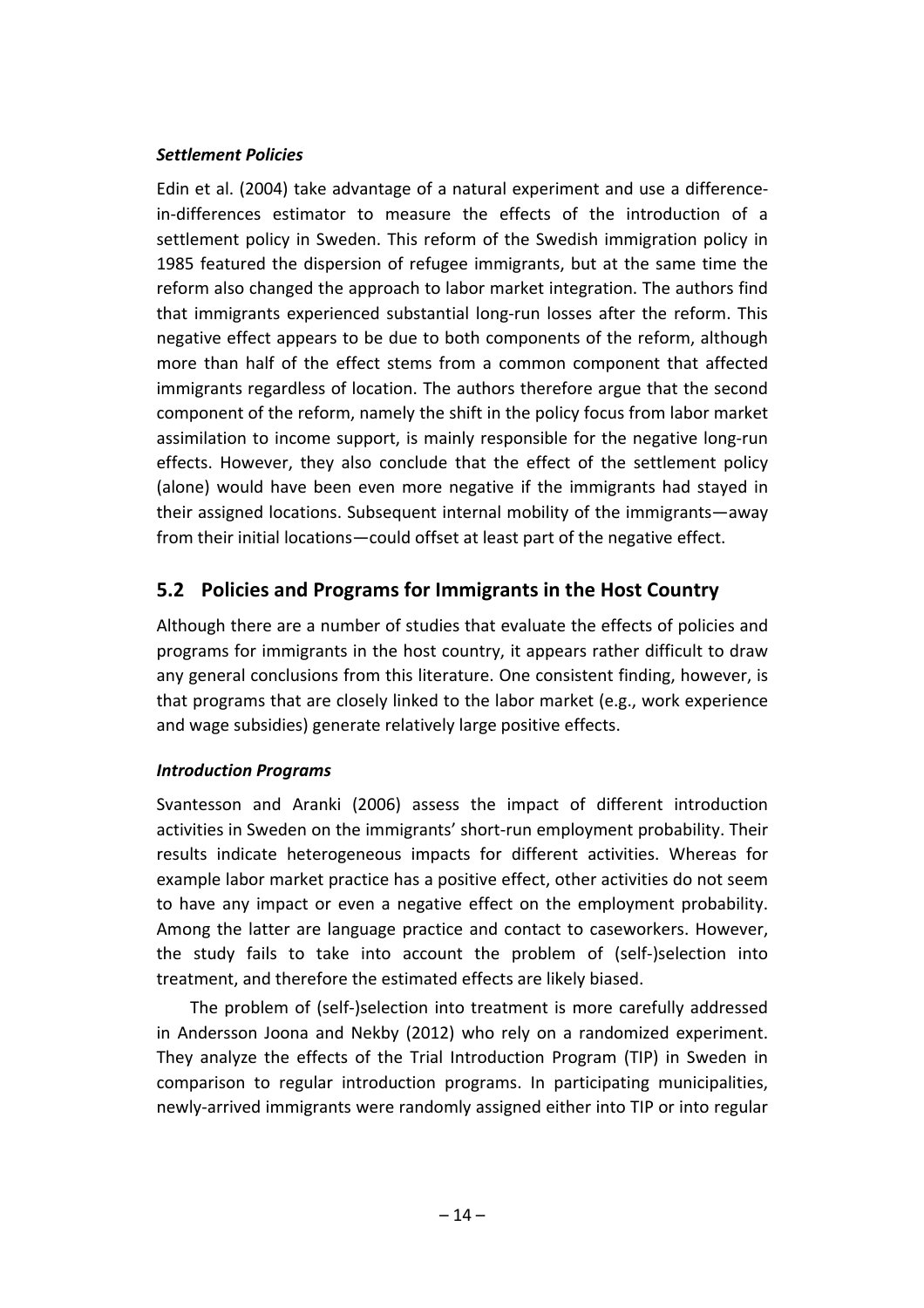### *Settlement Policies*

Edin et al. (2004) take advantage of a natural experiment and use a difference-in-differences estimator to measure the effects of the introduction of a settlement policy in Sweden. This reform of the Swedish immigration policy in 1985 featured the dispersion of refugee immigrants, but at the same time the reform also changed the approach to labor market integration. The authors find that immigrants experienced substantial long-run losses after the reform. This negative effect appears to be due to both components of the reform, although more than half of the effect stems from a common component that affected immigrants regardless of location. The authors therefore argue that the second component of the reform, namely the shift in the policy focus from labor market assimilation to income support, is mainly responsible for the negative long-run effects. However, they also conclude that the effect of the settlement policy (alone) would have been even more negative if the immigrants had stayed in their assigned locations. Subsequent internal mobility of the immigrants—away from their initial locations—could offset at least part of the negative effect.

## 5.2 Policies and Programs for Immigrants in the Host Country

Although there are a number of studies that evaluate the effects of policies and programs for immigrants in the host country, it appears rather difficult to draw any general conclusions from this literature. One consistent finding, however, is that programs that are closely linked to the labor market (e.g., work experience and wage subsidies) generate relatively large positive effects.

### *Introduction Programs*

Svantesson and Aranki (2006) assess the impact of different introduction activities in Sweden on the immigrants' short-run employment probability. Their results indicate heterogeneous impacts for different activities. Whereas for example labor market practice has a positive effect, other activities do not seem to have any impact or even a negative effect on the employment probability. Among the latter are language practice and contact to caseworkers. However, the study fails to take into account the problem of (self-)selection into treatment, and therefore the estimated effects are likely biased.

The problem of (self-)selection into treatment is more carefully addressed in Andersson Joona and Nekby (2012) who rely on a randomized experiment. They analyze the effects of the Trial Introduction Program (TIP) in Sweden in comparison to regular introduction programs. In participating municipalities, newly-arrived immigrants were randomly assigned either into TIP or into regular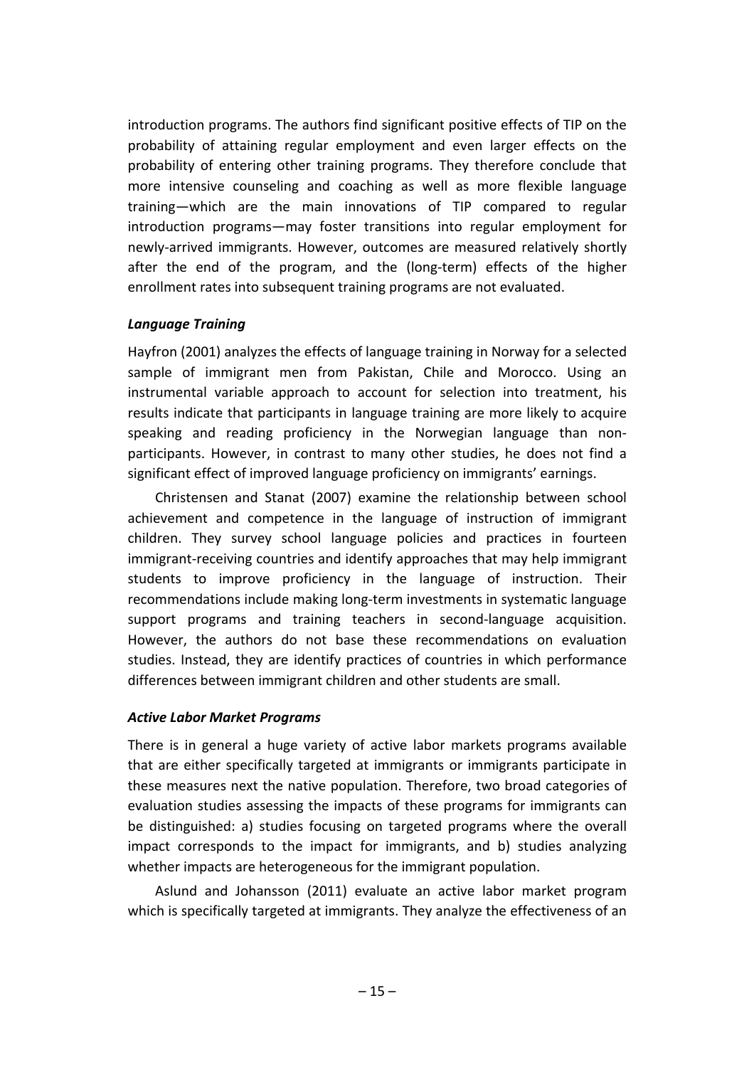introduction programs. The authors find significant positive effects of TIP on the probability of attaining regular employment and even larger effects on the probability of entering other training programs. They therefore conclude that more intensive counseling and coaching as well as more flexible language training—which are the main innovations of TIP compared to regular introduction programs—may foster transitions into regular employment for newly-arrived immigrants. However, outcomes are measured relatively shortly after the end of the program, and the (long-term) effects of the higher enrollment rates into subsequent training programs are not evaluated.

### *Language Training*

Hayfron (2001) analyzes the effects of language training in Norway for a selected sample of immigrant men from Pakistan, Chile and Morocco. Using an instrumental variable approach to account for selection into treatment, his results indicate that participants in language training are more likely to acquire speaking and reading proficiency in the Norwegian language than non-participants. However, in contrast to many other studies, he does not find a significant effect of improved language proficiency on immigrants' earnings.

Christensen and Stanat (2007) examine the relationship between school achievement and competence in the language of instruction of immigrant children. They survey school language policies and practices in fourteen immigrant-receiving countries and identify approaches that may help immigrant students to improve proficiency in the language of instruction. Their recommendations include making long-term investments in systematic language support programs and training teachers in second-language acquisition. However, the authors do not base these recommendations on evaluation studies. Instead, they are identify practices of countries in which performance differences between immigrant children and other students are small.

### *Active Labor Market Programs*

There is in general a huge variety of active labor markets programs available that are either specifically targeted at immigrants or immigrants participate in these measures next the native population. Therefore, two broad categories of evaluation studies assessing the impacts of these programs for immigrants can be distinguished: a) studies focusing on targeted programs where the overall impact corresponds to the impact for immigrants, and b) studies analyzing whether impacts are heterogeneous for the immigrant population.

Aslund and Johansson (2011) evaluate an active labor market program which is specifically targeted at immigrants. They analyze the effectiveness of an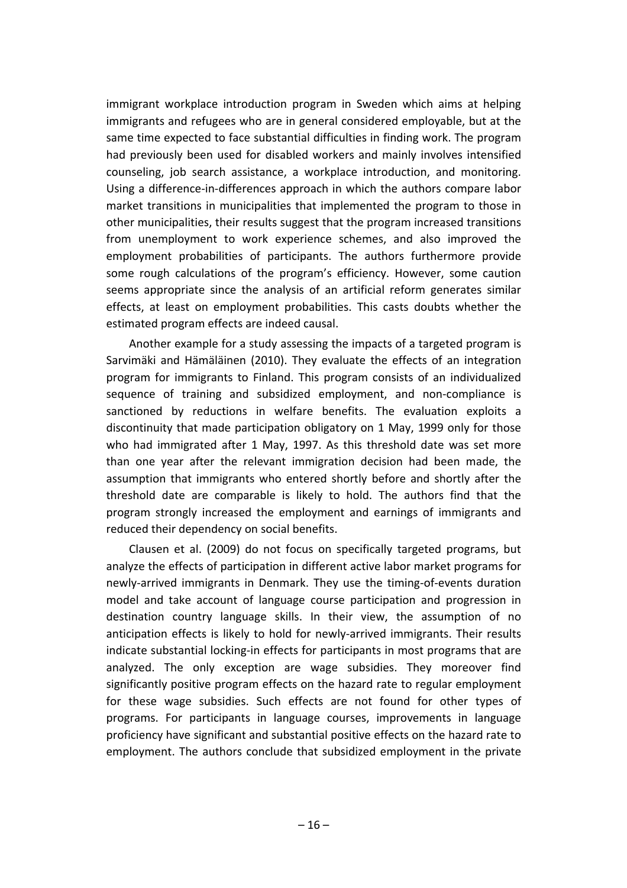immigrant workplace introduction program in Sweden which aims at helping immigrants and refugees who are in general considered employable, but at the same time expected to face substantial difficulties in finding work. The program had previously been used for disabled workers and mainly involves intensified counseling, job search assistance, a workplace introduction, and monitoring. Using a difference-in-differences approach in which the authors compare labor market transitions in municipalities that implemented the program to those in other municipalities, their results suggest that the program increased transitions from unemployment to work experience schemes, and also improved the employment probabilities of participants. The authors furthermore provide some rough calculations of the program's efficiency. However, some caution seems appropriate since the analysis of an artificial reform generates similar effects, at least on employment probabilities. This casts doubts whether the estimated program effects are indeed causal.

Another example for a study assessing the impacts of a targeted program is Sarvimäki and Hämäläinen (2010). They evaluate the effects of an integration program for immigrants to Finland. This program consists of an individualized sequence of training and subsidized employment, and non-compliance is sanctioned by reductions in welfare benefits. The evaluation exploits a discontinuity that made participation obligatory on 1 May, 1999 only for those who had immigrated after 1 May, 1997. As this threshold date was set more than one year after the relevant immigration decision had been made, the assumption that immigrants who entered shortly before and shortly after the threshold date are comparable is likely to hold. The authors find that the program strongly increased the employment and earnings of immigrants and reduced their dependency on social benefits.

Clausen et al. (2009) do not focus on specifically targeted programs, but analyze the effects of participation in different active labor market programs for newly-arrived immigrants in Denmark. They use the timing-of-events duration model and take account of language course participation and progression in destination country language skills. In their view, the assumption of no anticipation effects is likely to hold for newly-arrived immigrants. Their results indicate substantial locking-in effects for participants in most programs that are analyzed. The only exception are wage subsidies. They moreover find significantly positive program effects on the hazard rate to regular employment for these wage subsidies. Such effects are not found for other types of programs. For participants in language courses, improvements in language proficiency have significant and substantial positive effects on the hazard rate to employment. The authors conclude that subsidized employment in the private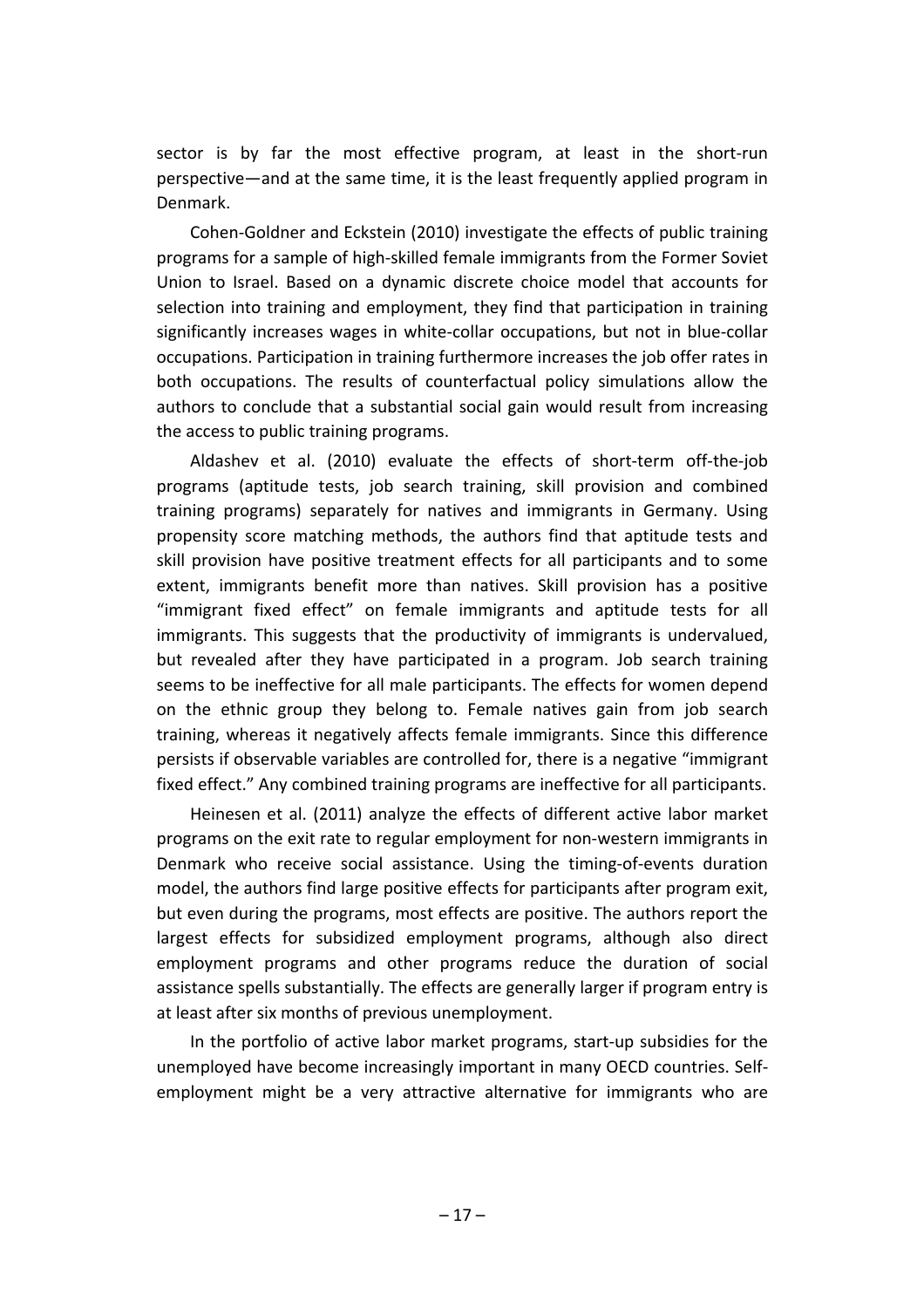sector is by far the most effective program, at least in the short-run perspective—and at the same time, it is the least frequently applied program in Denmark.

Cohen-Goldner and Eckstein (2010) investigate the effects of public training programs for a sample of high-skilled female immigrants from the Former Soviet Union to Israel. Based on a dynamic discrete choice model that accounts for selection into training and employment, they find that participation in training significantly increases wages in white-collar occupations, but not in blue-collar occupations. Participation in training furthermore increases the job offer rates in both occupations. The results of counterfactual policy simulations allow the authors to conclude that a substantial social gain would result from increasing the access to public training programs.

Aldashev et al. (2010) evaluate the effects of short-term off-the-job programs (aptitude tests, job search training, skill provision and combined training programs) separately for natives and immigrants in Germany. Using propensity score matching methods, the authors find that aptitude tests and skill provision have positive treatment effects for all participants and to some extent, immigrants benefit more than natives. Skill provision has a positive "immigrant fixed effect" on female immigrants and aptitude tests for all immigrants. This suggests that the productivity of immigrants is undervalued, but revealed after they have participated in a program. Job search training seems to be ineffective for all male participants. The effects for women depend on the ethnic group they belong to. Female natives gain from job search training, whereas it negatively affects female immigrants. Since this difference persists if observable variables are controlled for, there is a negative "immigrant fixed effect." Any combined training programs are ineffective for all participants.

Heinesen et al. (2011) analyze the effects of different active labor market programs on the exit rate to regular employment for non-western immigrants in Denmark who receive social assistance. Using the timing-of-events duration model, the authors find large positive effects for participants after program exit, but even during the programs, most effects are positive. The authors report the largest effects for subsidized employment programs, although also direct employment programs and other programs reduce the duration of social assistance spells substantially. The effects are generally larger if program entry is at least after six months of previous unemployment.

In the portfolio of active labor market programs, start-up subsidies for the unemployed have become increasingly important in many OECD countries. Self-employment might be a very attractive alternative for immigrants who are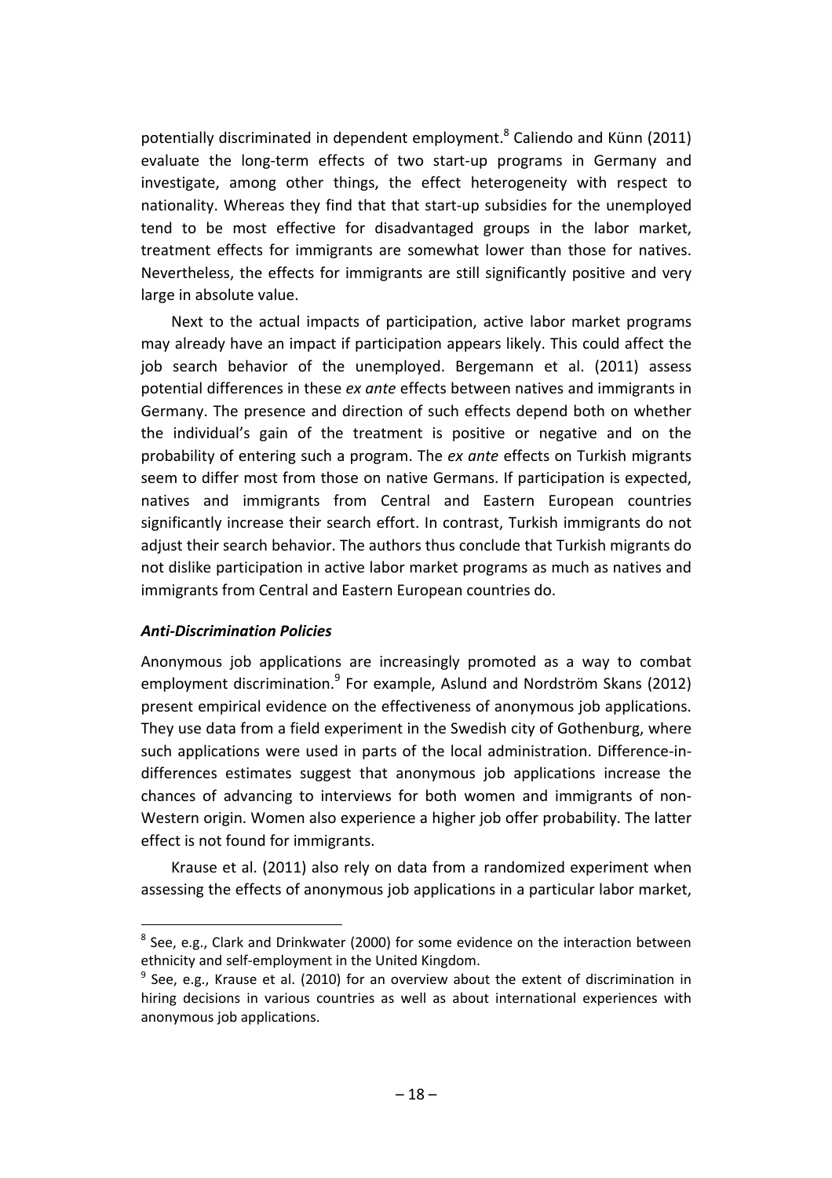potentially discriminated in dependent employment.[8] Caliendo and Künn (2011) evaluate the long-term effects of two start-up programs in Germany and investigate, among other things, the effect heterogeneity with respect to nationality. Whereas they find that that start-up subsidies for the unemployed tend to be most effective for disadvantaged groups in the labor market, treatment effects for immigrants are somewhat lower than those for natives. Nevertheless, the effects for immigrants are still significantly positive and very large in absolute value.

Next to the actual impacts of participation, active labor market programs may already have an impact if participation appears likely. This could affect the job search behavior of the unemployed. Bergemann et al. (2011) assess potential differences in these *ex ante* effects between natives and immigrants in Germany. The presence and direction of such effects depend both on whether the individual's gain of the treatment is positive or negative and on the probability of entering such a program. The *ex ante* effects on Turkish migrants seem to differ most from those on native Germans. If participation is expected, natives and immigrants from Central and Eastern European countries significantly increase their search effort. In contrast, Turkish immigrants do not adjust their search behavior. The authors thus conclude that Turkish migrants do not dislike participation in active labor market programs as much as natives and immigrants from Central and Eastern European countries do.

***Anti-Discrimination Policies***

Anonymous job applications are increasingly promoted as a way to combat employment discrimination.[9] For example, Aslund and Nordström Skans (2012) present empirical evidence on the effectiveness of anonymous job applications. They use data from a field experiment in the Swedish city of Gothenburg, where such applications were used in parts of the local administration. Difference-in-differences estimates suggest that anonymous job applications increase the chances of advancing to interviews for both women and immigrants of non-Western origin. Women also experience a higher job offer probability. The latter effect is not found for immigrants.

Krause et al. (2011) also rely on data from a randomized experiment when assessing the effects of anonymous job applications in a particular labor market,

[8] See, e.g., Clark and Drinkwater (2000) for some evidence on the interaction between ethnicity and self-employment in the United Kingdom.

[9] See, e.g., Krause et al. (2010) for an overview about the extent of discrimination in hiring decisions in various countries as well as about international experiences with anonymous job applications.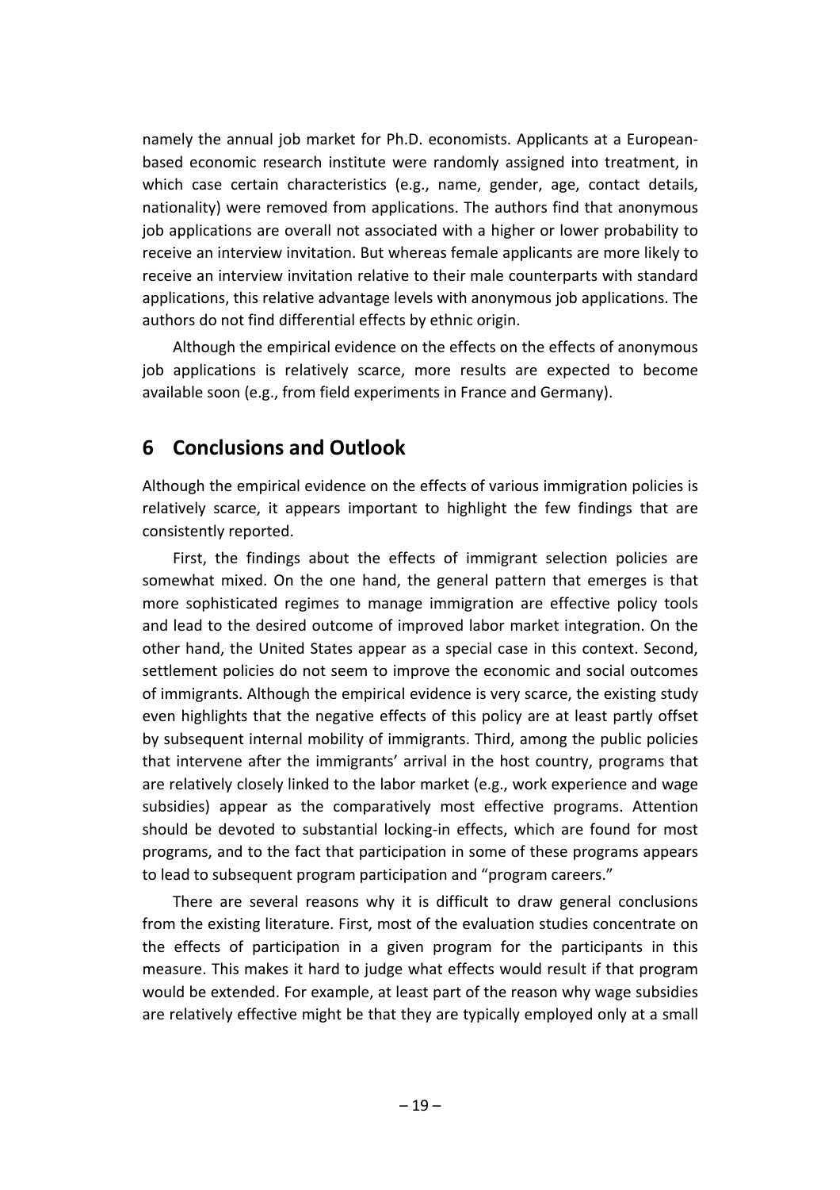namely the annual job market for Ph.D. economists. Applicants at a European-based economic research institute were randomly assigned into treatment, in which case certain characteristics (e.g., name, gender, age, contact details, nationality) were removed from applications. The authors find that anonymous job applications are overall not associated with a higher or lower probability to receive an interview invitation. But whereas female applicants are more likely to receive an interview invitation relative to their male counterparts with standard applications, this relative advantage levels with anonymous job applications. The authors do not find differential effects by ethnic origin.

Although the empirical evidence on the effects on the effects of anonymous job applications is relatively scarce, more results are expected to become available soon (e.g., from field experiments in France and Germany).

## 6 Conclusions and Outlook

Although the empirical evidence on the effects of various immigration policies is relatively scarce, it appears important to highlight the few findings that are consistently reported.

First, the findings about the effects of immigrant selection policies are somewhat mixed. On the one hand, the general pattern that emerges is that more sophisticated regimes to manage immigration are effective policy tools and lead to the desired outcome of improved labor market integration. On the other hand, the United States appear as a special case in this context. Second, settlement policies do not seem to improve the economic and social outcomes of immigrants. Although the empirical evidence is very scarce, the existing study even highlights that the negative effects of this policy are at least partly offset by subsequent internal mobility of immigrants. Third, among the public policies that intervene after the immigrants' arrival in the host country, programs that are relatively closely linked to the labor market (e.g., work experience and wage subsidies) appear as the comparatively most effective programs. Attention should be devoted to substantial locking-in effects, which are found for most programs, and to the fact that participation in some of these programs appears to lead to subsequent program participation and "program careers."

There are several reasons why it is difficult to draw general conclusions from the existing literature. First, most of the evaluation studies concentrate on the effects of participation in a given program for the participants in this measure. This makes it hard to judge what effects would result if that program would be extended. For example, at least part of the reason why wage subsidies are relatively effective might be that they are typically employed only at a small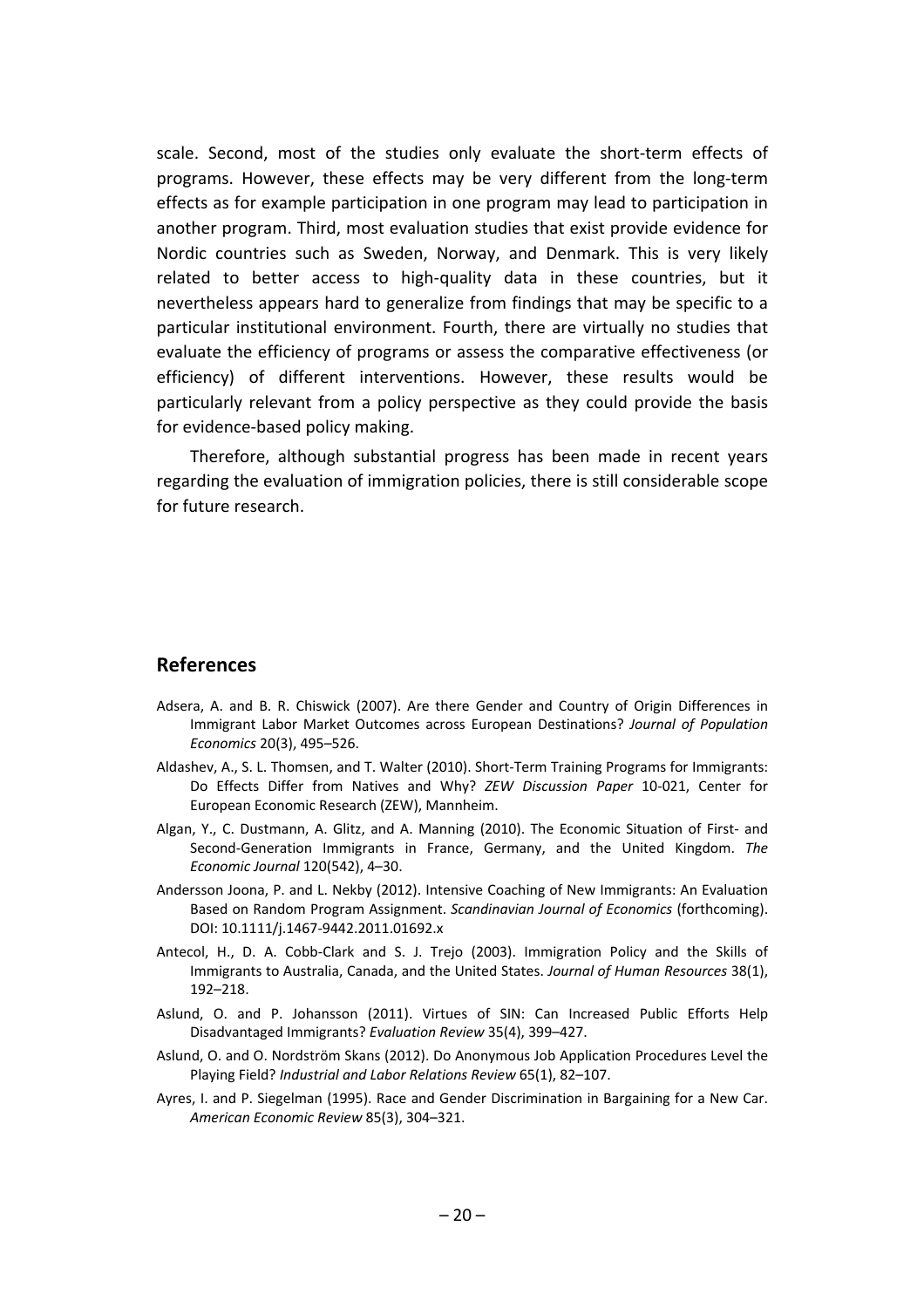scale. Second, most of the studies only evaluate the short-term effects of programs. However, these effects may be very different from the long-term effects as for example participation in one program may lead to participation in another program. Third, most evaluation studies that exist provide evidence for Nordic countries such as Sweden, Norway, and Denmark. This is very likely related to better access to high-quality data in these countries, but it nevertheless appears hard to generalize from findings that may be specific to a particular institutional environment. Fourth, there are virtually no studies that evaluate the efficiency of programs or assess the comparative effectiveness (or efficiency) of different interventions. However, these results would be particularly relevant from a policy perspective as they could provide the basis for evidence-based policy making.

Therefore, although substantial progress has been made in recent years regarding the evaluation of immigration policies, there is still considerable scope for future research.

## References

Adsera, A. and B. R. Chiswick (2007). Are there Gender and Country of Origin Differences in Immigrant Labor Market Outcomes across European Destinations? *Journal of Population Economics* 20(3), 495–526.

Aldashev, A., S. L. Thomsen, and T. Walter (2010). Short-Term Training Programs for Immigrants: Do Effects Differ from Natives and Why? *ZEW Discussion Paper* 10-021, Center for European Economic Research (ZEW), Mannheim.

Algan, Y., C. Dustmann, A. Glitz, and A. Manning (2010). The Economic Situation of First- and Second-Generation Immigrants in France, Germany, and the United Kingdom. *The Economic Journal* 120(542), 4–30.

Andersson Joona, P. and L. Nekby (2012). Intensive Coaching of New Immigrants: An Evaluation Based on Random Program Assignment. *Scandinavian Journal of Economics* (forthcoming). DOI: 10.1111/j.1467-9442.2011.01692.x

Antecol, H., D. A. Cobb-Clark and S. J. Trejo (2003). Immigration Policy and the Skills of Immigrants to Australia, Canada, and the United States. *Journal of Human Resources* 38(1), 192–218.

Aslund, O. and P. Johansson (2011). Virtues of SIN: Can Increased Public Efforts Help Disadvantaged Immigrants? *Evaluation Review* 35(4), 399–427.

Aslund, O. and O. Nordström Skans (2012). Do Anonymous Job Application Procedures Level the Playing Field? *Industrial and Labor Relations Review* 65(1), 82–107.

Ayres, I. and P. Siegelman (1995). Race and Gender Discrimination in Bargaining for a New Car. *American Economic Review* 85(3), 304–321.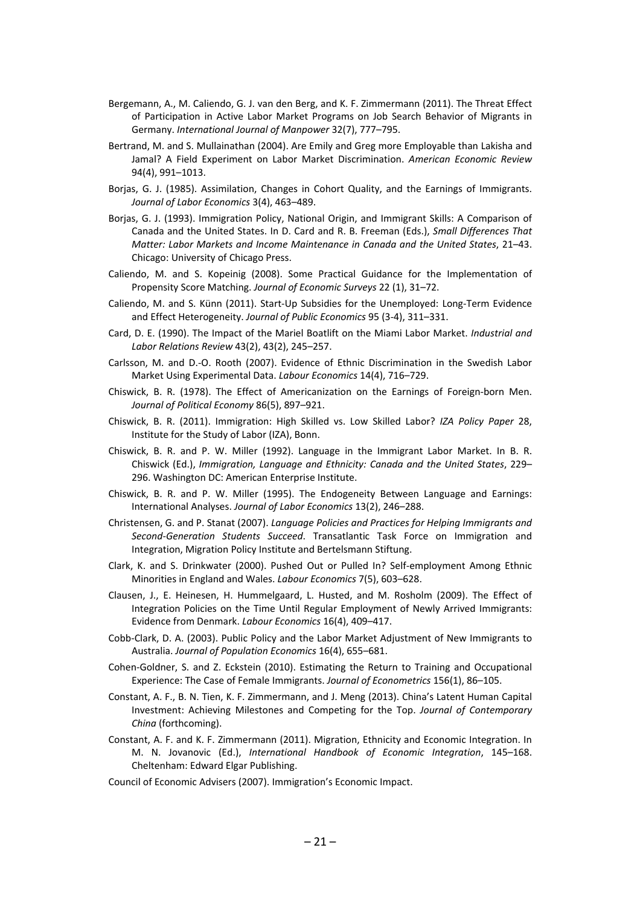Bergemann, A., M. Caliendo, G. J. van den Berg, and K. F. Zimmermann (2011). The Threat Effect of Participation in Active Labor Market Programs on Job Search Behavior of Migrants in Germany. *International Journal of Manpower* 32(7), 777–795.

Bertrand, M. and S. Mullainathan (2004). Are Emily and Greg more Employable than Lakisha and Jamal? A Field Experiment on Labor Market Discrimination. *American Economic Review* 94(4), 991–1013.

Borjas, G. J. (1985). Assimilation, Changes in Cohort Quality, and the Earnings of Immigrants. *Journal of Labor Economics* 3(4), 463–489.

Borjas, G. J. (1993). Immigration Policy, National Origin, and Immigrant Skills: A Comparison of Canada and the United States. In D. Card and R. B. Freeman (Eds.), *Small Differences That Matter: Labor Markets and Income Maintenance in Canada and the United States*, 21–43. Chicago: University of Chicago Press.

Caliendo, M. and S. Kopeinig (2008). Some Practical Guidance for the Implementation of Propensity Score Matching. *Journal of Economic Surveys* 22 (1), 31–72.

Caliendo, M. and S. Künn (2011). Start-Up Subsidies for the Unemployed: Long-Term Evidence and Effect Heterogeneity. *Journal of Public Economics* 95 (3-4), 311–331.

Card, D. E. (1990). The Impact of the Mariel Boatlift on the Miami Labor Market. *Industrial and Labor Relations Review* 43(2), 43(2), 245–257.

Carlsson, M. and D.-O. Rooth (2007). Evidence of Ethnic Discrimination in the Swedish Labor Market Using Experimental Data. *Labour Economics* 14(4), 716–729.

Chiswick, B. R. (1978). The Effect of Americanization on the Earnings of Foreign-born Men. *Journal of Political Economy* 86(5), 897–921.

Chiswick, B. R. (2011). Immigration: High Skilled vs. Low Skilled Labor? *IZA Policy Paper* 28, Institute for the Study of Labor (IZA), Bonn.

Chiswick, B. R. and P. W. Miller (1992). Language in the Immigrant Labor Market. In B. R. Chiswick (Ed.), *Immigration, Language and Ethnicity: Canada and the United States*, 229–296. Washington DC: American Enterprise Institute.

Chiswick, B. R. and P. W. Miller (1995). The Endogeneity Between Language and Earnings: International Analyses. *Journal of Labor Economics* 13(2), 246–288.

Christensen, G. and P. Stanat (2007). *Language Policies and Practices for Helping Immigrants and Second-Generation Students Succeed*. Transatlantic Task Force on Immigration and Integration, Migration Policy Institute and Bertelsmann Stiftung.

Clark, K. and S. Drinkwater (2000). Pushed Out or Pulled In? Self-employment Among Ethnic Minorities in England and Wales. *Labour Economics* 7(5), 603–628.

Clausen, J., E. Heinesen, H. Hummelgaard, L. Husted, and M. Rosholm (2009). The Effect of Integration Policies on the Time Until Regular Employment of Newly Arrived Immigrants: Evidence from Denmark. *Labour Economics* 16(4), 409–417.

Cobb-Clark, D. A. (2003). Public Policy and the Labor Market Adjustment of New Immigrants to Australia. *Journal of Population Economics* 16(4), 655–681.

Cohen-Goldner, S. and Z. Eckstein (2010). Estimating the Return to Training and Occupational Experience: The Case of Female Immigrants. *Journal of Econometrics* 156(1), 86–105.

Constant, A. F., B. N. Tien, K. F. Zimmermann, and J. Meng (2013). China's Latent Human Capital Investment: Achieving Milestones and Competing for the Top. *Journal of Contemporary China* (forthcoming).

Constant, A. F. and K. F. Zimmermann (2011). Migration, Ethnicity and Economic Integration. In M. N. Jovanovic (Ed.), *International Handbook of Economic Integration*, 145–168. Cheltenham: Edward Elgar Publishing.

Council of Economic Advisers (2007). Immigration's Economic Impact.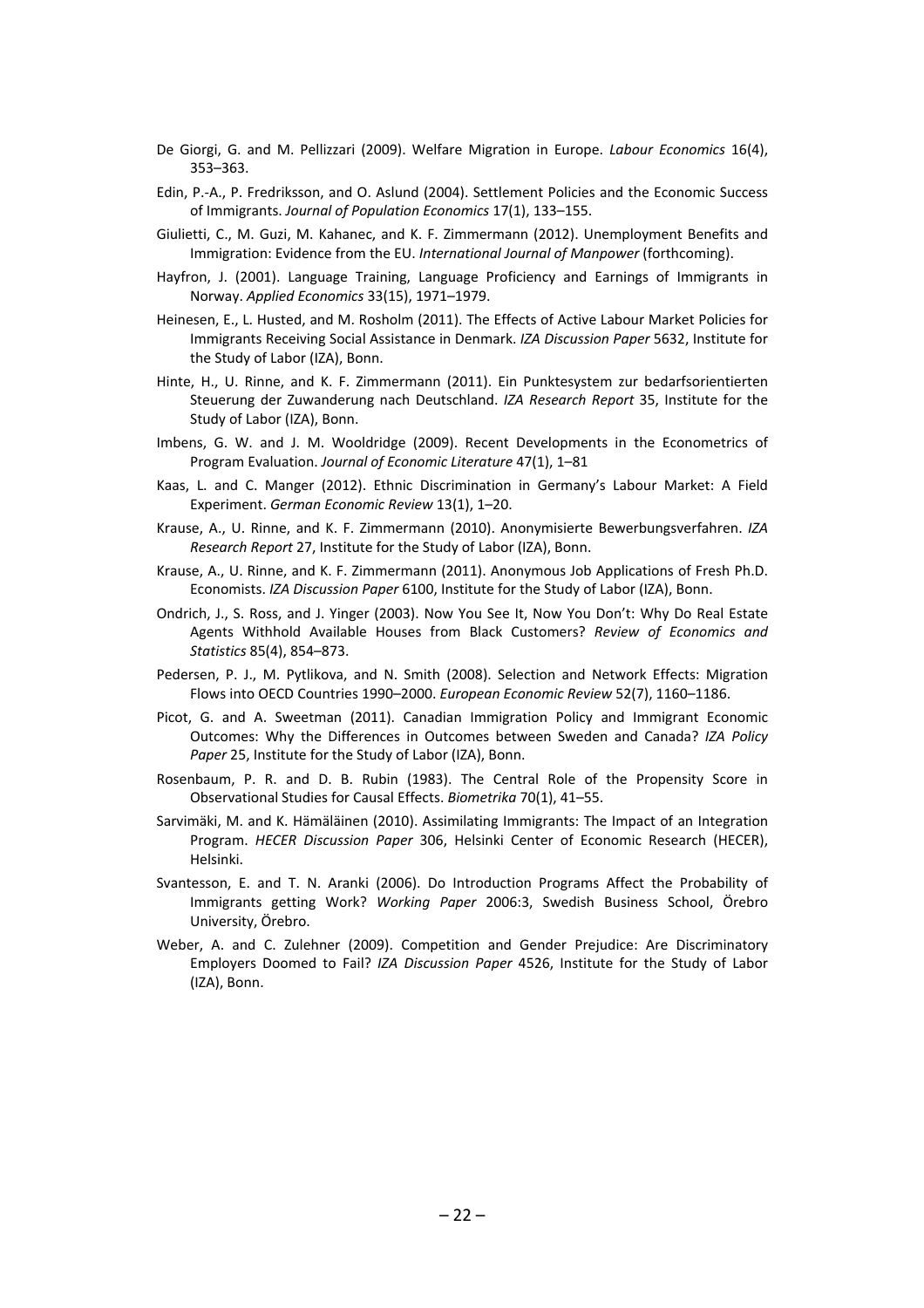De Giorgi, G. and M. Pellizzari (2009). Welfare Migration in Europe. *Labour Economics* 16(4), 353–363.

Edin, P.-A., P. Fredriksson, and O. Aslund (2004). Settlement Policies and the Economic Success of Immigrants. *Journal of Population Economics* 17(1), 133–155.

Giulietti, C., M. Guzi, M. Kahanec, and K. F. Zimmermann (2012). Unemployment Benefits and Immigration: Evidence from the EU. *International Journal of Manpower* (forthcoming).

Hayfron, J. (2001). Language Training, Language Proficiency and Earnings of Immigrants in Norway. *Applied Economics* 33(15), 1971–1979.

Heinesen, E., L. Husted, and M. Rosholm (2011). The Effects of Active Labour Market Policies for Immigrants Receiving Social Assistance in Denmark. *IZA Discussion Paper* 5632, Institute for the Study of Labor (IZA), Bonn.

Hinte, H., U. Rinne, and K. F. Zimmermann (2011). Ein Punktesystem zur bedarfsorientierten Steuerung der Zuwanderung nach Deutschland. *IZA Research Report* 35, Institute for the Study of Labor (IZA), Bonn.

Imbens, G. W. and J. M. Wooldridge (2009). Recent Developments in the Econometrics of Program Evaluation. *Journal of Economic Literature* 47(1), 1–81

Kaas, L. and C. Manger (2012). Ethnic Discrimination in Germany's Labour Market: A Field Experiment. *German Economic Review* 13(1), 1–20.

Krause, A., U. Rinne, and K. F. Zimmermann (2010). Anonymisierte Bewerbungsverfahren. *IZA Research Report* 27, Institute for the Study of Labor (IZA), Bonn.

Krause, A., U. Rinne, and K. F. Zimmermann (2011). Anonymous Job Applications of Fresh Ph.D. Economists. *IZA Discussion Paper* 6100, Institute for the Study of Labor (IZA), Bonn.

Ondrich, J., S. Ross, and J. Yinger (2003). Now You See It, Now You Don't: Why Do Real Estate Agents Withhold Available Houses from Black Customers? *Review of Economics and Statistics* 85(4), 854–873.

Pedersen, P. J., M. Pytlikova, and N. Smith (2008). Selection and Network Effects: Migration Flows into OECD Countries 1990–2000. *European Economic Review* 52(7), 1160–1186.

Picot, G. and A. Sweetman (2011). Canadian Immigration Policy and Immigrant Economic Outcomes: Why the Differences in Outcomes between Sweden and Canada? *IZA Policy Paper* 25, Institute for the Study of Labor (IZA), Bonn.

Rosenbaum, P. R. and D. B. Rubin (1983). The Central Role of the Propensity Score in Observational Studies for Causal Effects. *Biometrika* 70(1), 41–55.

Sarvimäki, M. and K. Hämäläinen (2010). Assimilating Immigrants: The Impact of an Integration Program. *HECER Discussion Paper* 306, Helsinki Center of Economic Research (HECER), Helsinki.

Svantesson, E. and T. N. Aranki (2006). Do Introduction Programs Affect the Probability of Immigrants getting Work? *Working Paper* 2006:3, Swedish Business School, Örebro University, Örebro.

Weber, A. and C. Zulehner (2009). Competition and Gender Prejudice: Are Discriminatory Employers Doomed to Fail? *IZA Discussion Paper* 4526, Institute for the Study of Labor (IZA), Bonn.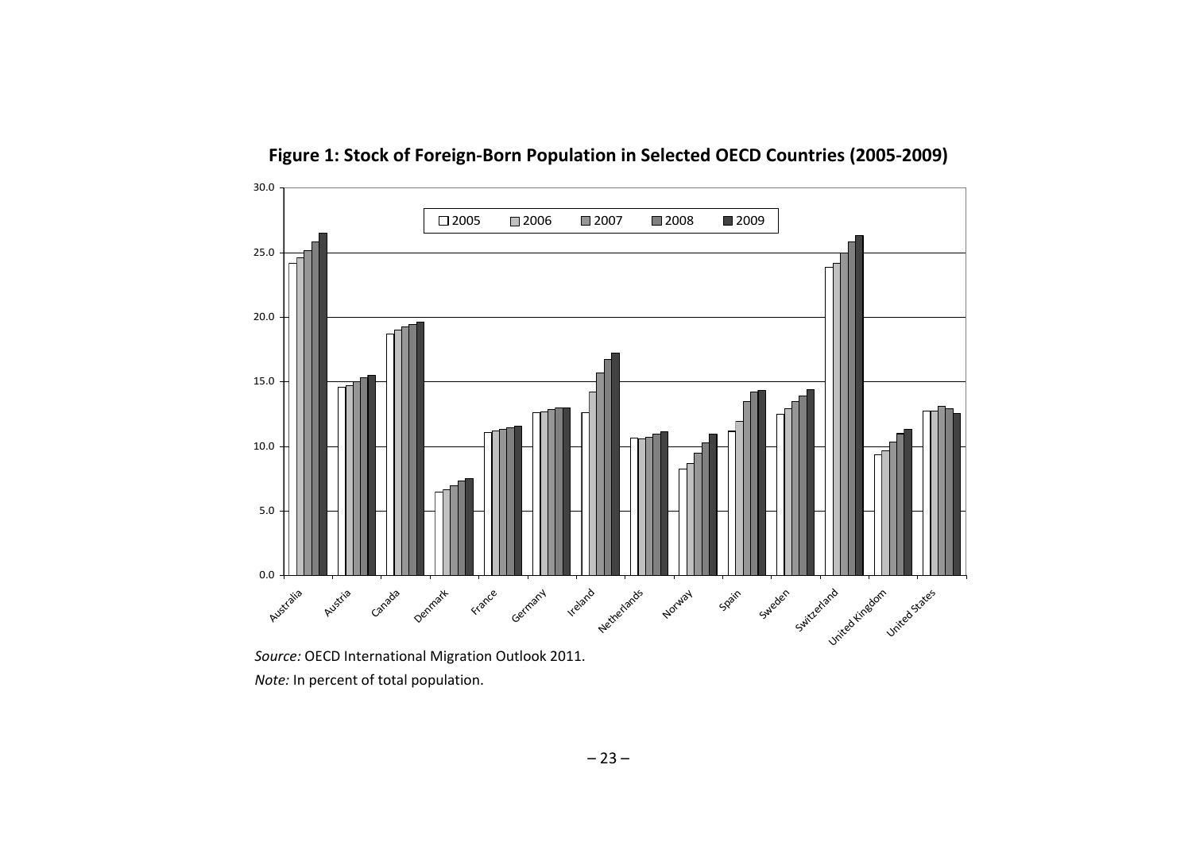**Figure 1: Stock of Foreign-Born Population in Selected OECD Countries (2005-2009)**

30.0
25.0
20.0
15.0
10.0
5.0
0.0

2005 2006 2007 2008 2009

Australia Austria Canada Denmark France Germany Ireland Netherlands Norway Spain Sweden Switzerland United Kingdom United States

*Source:* OECD International Migration Outlook 2011.

*Note:* In percent of total population.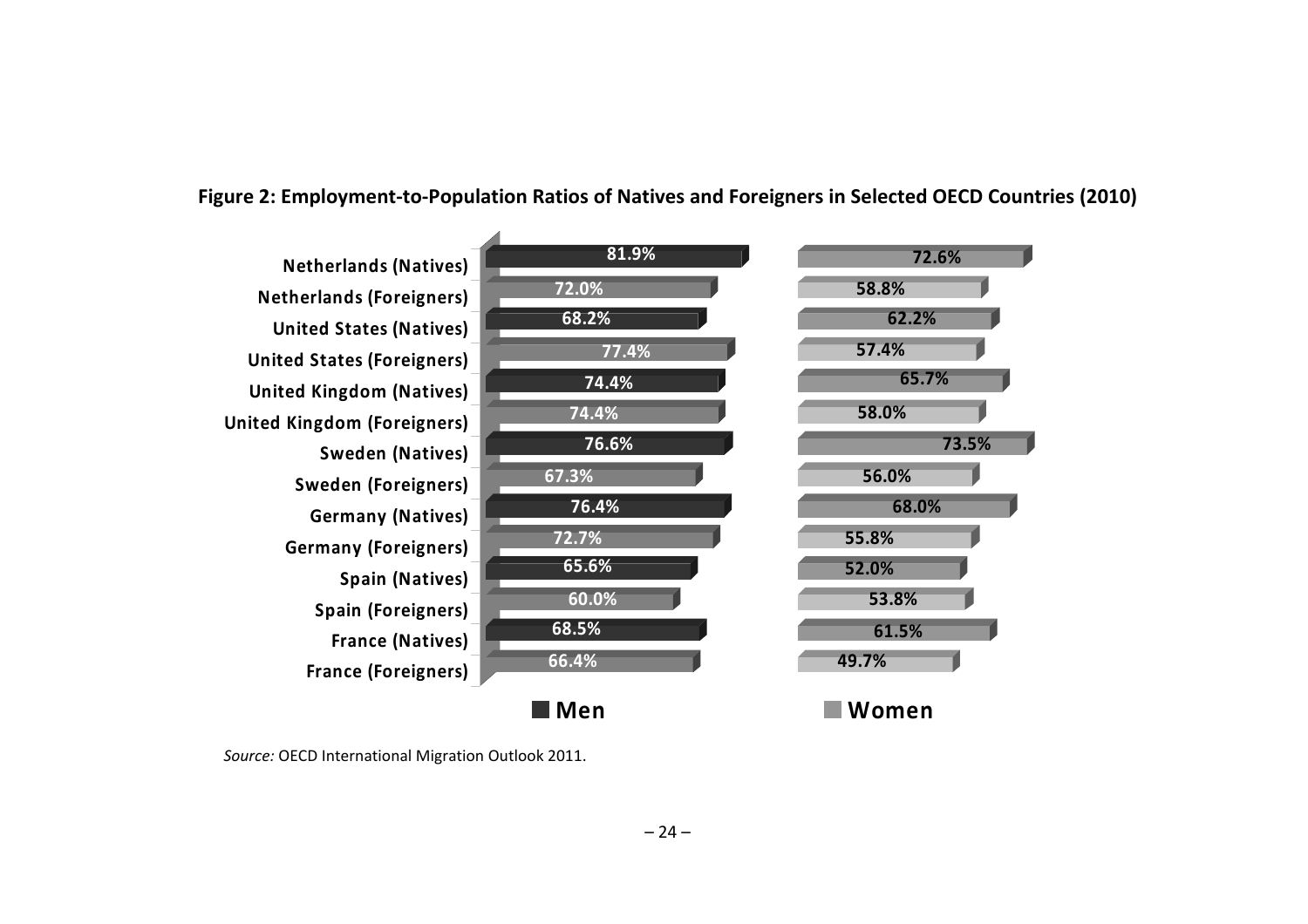**Figure 2: Employment-to-Population Ratios of Natives and Foreigners in Selected OECD Countries (2010)**

Netherlands (Natives)
Netherlands (Foreigners)
United States (Natives)
United States (Foreigners)
United Kingdom (Natives)
United Kingdom (Foreigners)
Sweden (Natives)
Sweden (Foreigners)
Germany (Natives)
Germany (Foreigners)
Spain (Natives)
Spain (Foreigners)
France (Natives)
France (Foreigners)

Men: 81.9%, 72.0%, 68.2%, 77.4%, 74.4%, 74.4%, 76.6%, 67.3%, 76.4%, 72.7%, 65.6%, 60.0%, 68.5%, 66.4%

Women: 72.6%, 58.8%, 62.2%, 57.4%, 65.7%, 58.0%, 73.5%, 56.0%, 68.0%, 55.8%, 52.0%, 53.8%, 61.5%, 49.7%

Men
Women

*Source:* OECD International Migration Outlook 2011.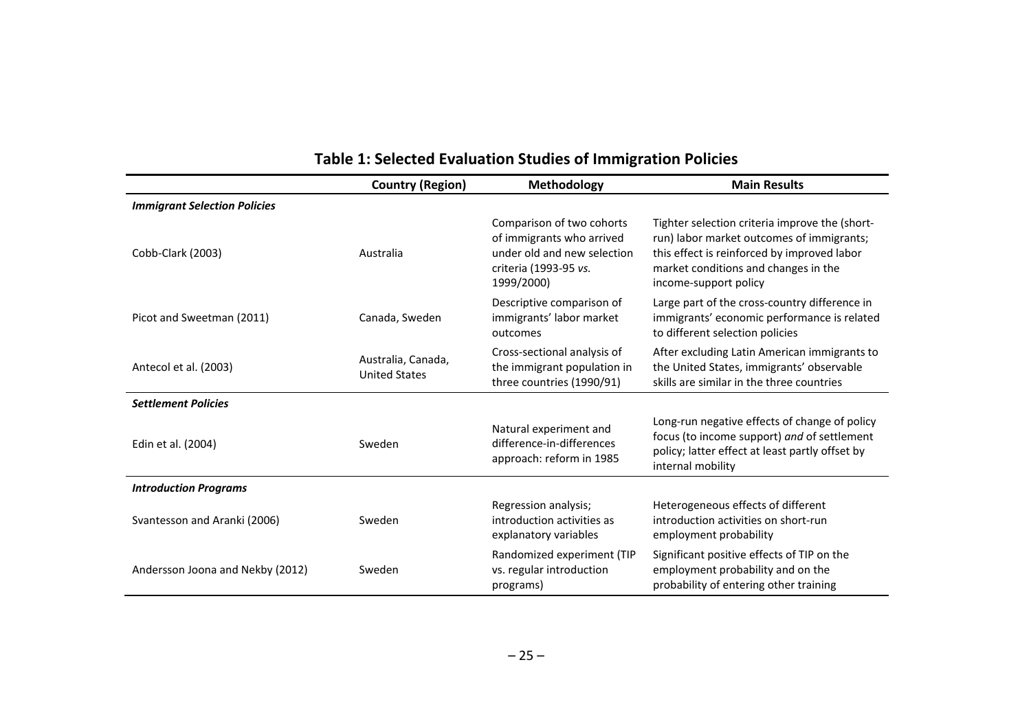## Table 1: Selected Evaluation Studies of Immigration Policies

| | Country (Region) | Methodology | Main Results |
|---|---|---|---|
| ***Immigrant Selection Policies*** | | | |
| Cobb-Clark (2003) | Australia | Comparison of two cohorts of immigrants who arrived under old and new selection criteria (1993-95 *vs.* 1999/2000) | Tighter selection criteria improve the (short-run) labor market outcomes of immigrants; this effect is reinforced by improved labor market conditions and changes in the income-support policy |
| Picot and Sweetman (2011) | Canada, Sweden | Descriptive comparison of immigrants' labor market outcomes | Large part of the cross-country difference in immigrants' economic performance is related to different selection policies |
| Antecol et al. (2003) | Australia, Canada, United States | Cross-sectional analysis of the immigrant population in three countries (1990/91) | After excluding Latin American immigrants to the United States, immigrants' observable skills are similar in the three countries |
| ***Settlement Policies*** | | | |
| Edin et al. (2004) | Sweden | Natural experiment and difference-in-differences approach: reform in 1985 | Long-run negative effects of change of policy focus (to income support) *and* of settlement policy; latter effect at least partly offset by internal mobility |
| ***Introduction Programs*** | | | |
| Svantesson and Aranki (2006) | Sweden | Regression analysis; introduction activities as explanatory variables | Heterogeneous effects of different introduction activities on short-run employment probability |
| Andersson Joona and Nekby (2012) | Sweden | Randomized experiment (TIP vs. regular introduction programs) | Significant positive effects of TIP on the employment probability and on the probability of entering other training |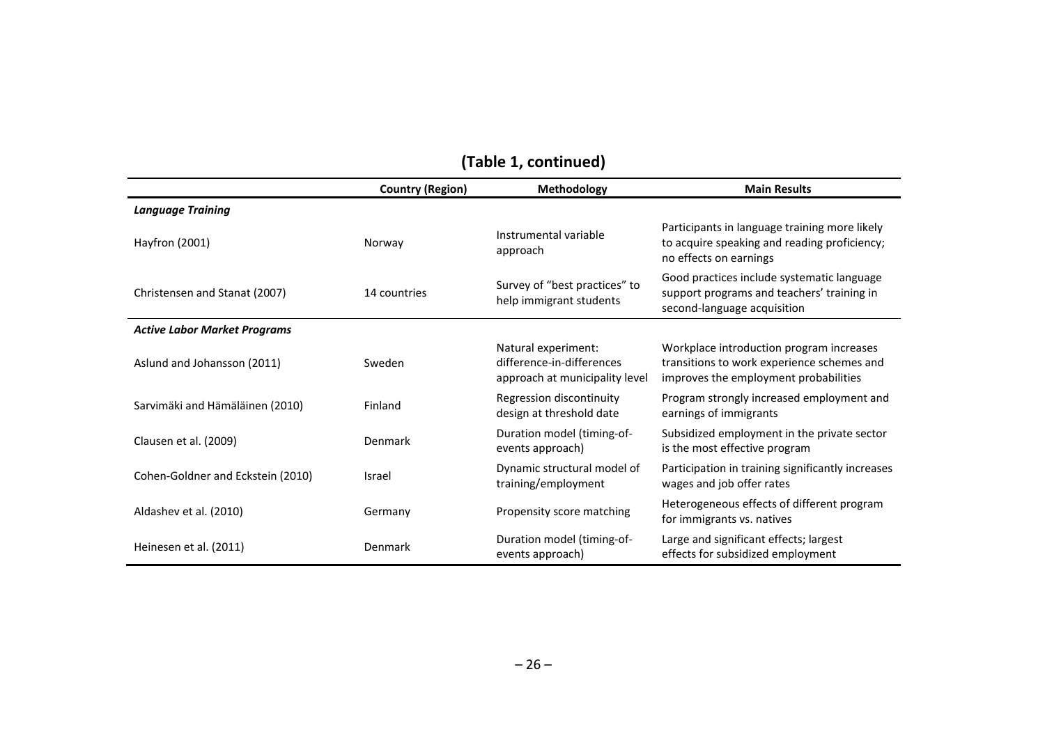**(Table 1, continued)**

| | Country (Region) | Methodology | Main Results |
|---|---|---|---|
| ***Language Training*** | | | |
| Hayfron (2001) | Norway | Instrumental variable approach | Participants in language training more likely to acquire speaking and reading proficiency; no effects on earnings |
| Christensen and Stanat (2007) | 14 countries | Survey of "best practices" to help immigrant students | Good practices include systematic language support programs and teachers' training in second-language acquisition |
| ***Active Labor Market Programs*** | | | |
| Aslund and Johansson (2011) | Sweden | Natural experiment: difference-in-differences approach at municipality level | Workplace introduction program increases transitions to work experience schemes and improves the employment probabilities |
| Sarvimäki and Hämäläinen (2010) | Finland | Regression discontinuity design at threshold date | Program strongly increased employment and earnings of immigrants |
| Clausen et al. (2009) | Denmark | Duration model (timing-of-events approach) | Subsidized employment in the private sector is the most effective program |
| Cohen-Goldner and Eckstein (2010) | Israel | Dynamic structural model of training/employment | Participation in training significantly increases wages and job offer rates |
| Aldashev et al. (2010) | Germany | Propensity score matching | Heterogeneous effects of different program for immigrants vs. natives |
| Heinesen et al. (2011) | Denmark | Duration model (timing-of-events approach) | Large and significant effects; largest effects for subsidized employment |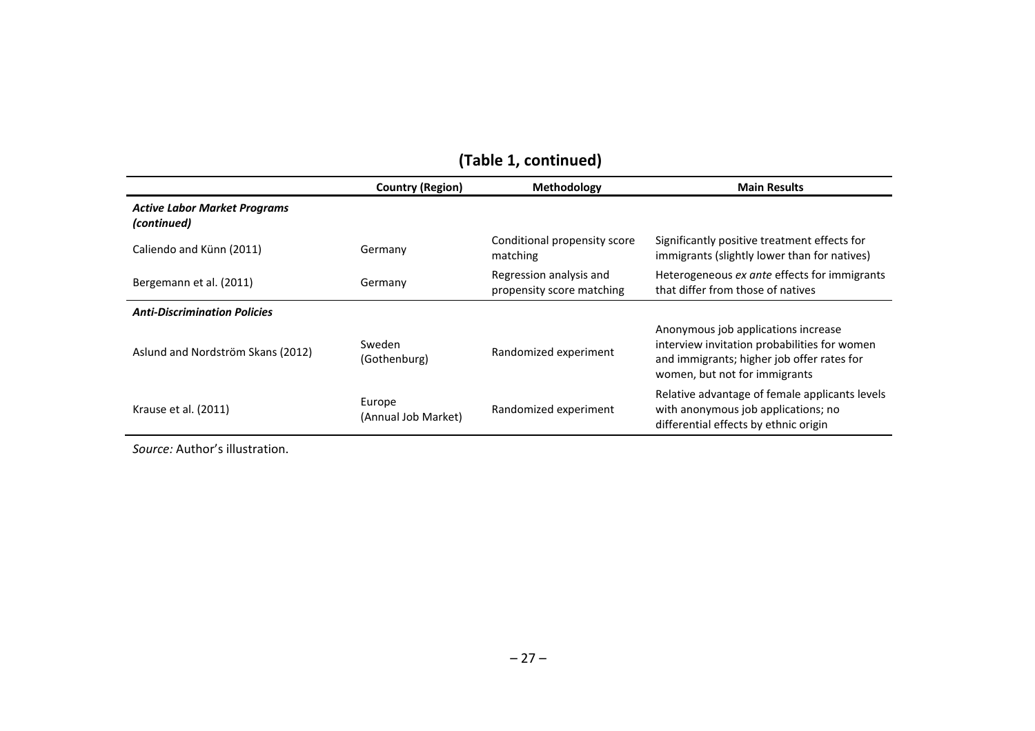**(Table 1, continued)**

| | Country (Region) | Methodology | Main Results |
|---|---|---|---|
| ***Active Labor Market Programs (continued)*** | | | |
| Caliendo and Künn (2011) | Germany | Conditional propensity score matching | Significantly positive treatment effects for immigrants (slightly lower than for natives) |
| Bergemann et al. (2011) | Germany | Regression analysis and propensity score matching | Heterogeneous *ex ante* effects for immigrants that differ from those of natives |
| ***Anti-Discrimination Policies*** | | | |
| Aslund and Nordström Skans (2012) | Sweden (Gothenburg) | Randomized experiment | Anonymous job applications increase interview invitation probabilities for women and immigrants; higher job offer rates for women, but not for immigrants |
| Krause et al. (2011) | Europe (Annual Job Market) | Randomized experiment | Relative advantage of female applicants levels with anonymous job applications; no differential effects by ethnic origin |

*Source:* Author's illustration.